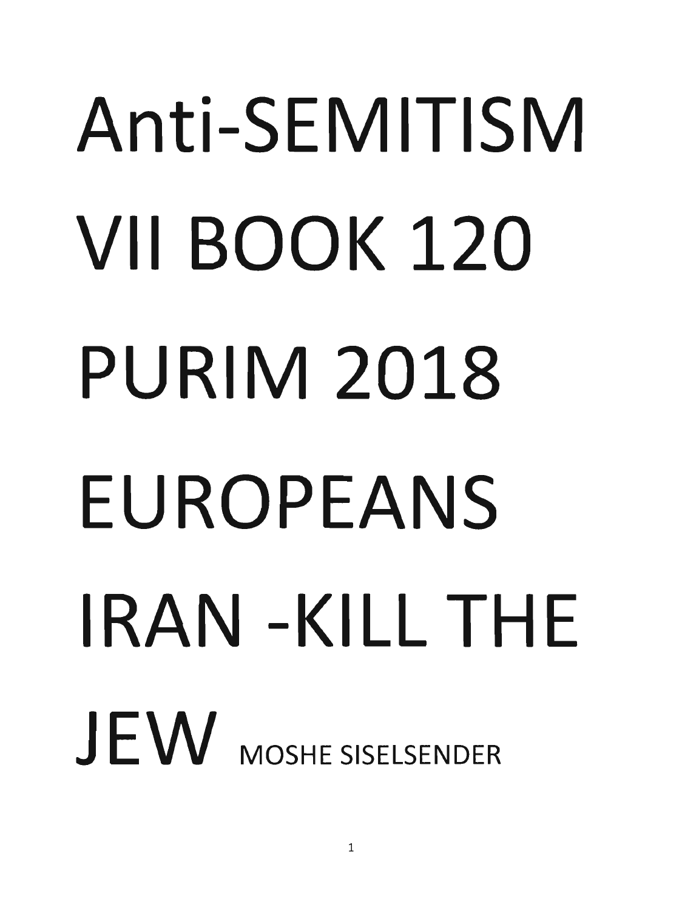# Anti-SEMITISM VII BOOK 120 PURIM 2018 EUROPEANS IRAN -KILL THE JEW

MOSHE SISELSENDER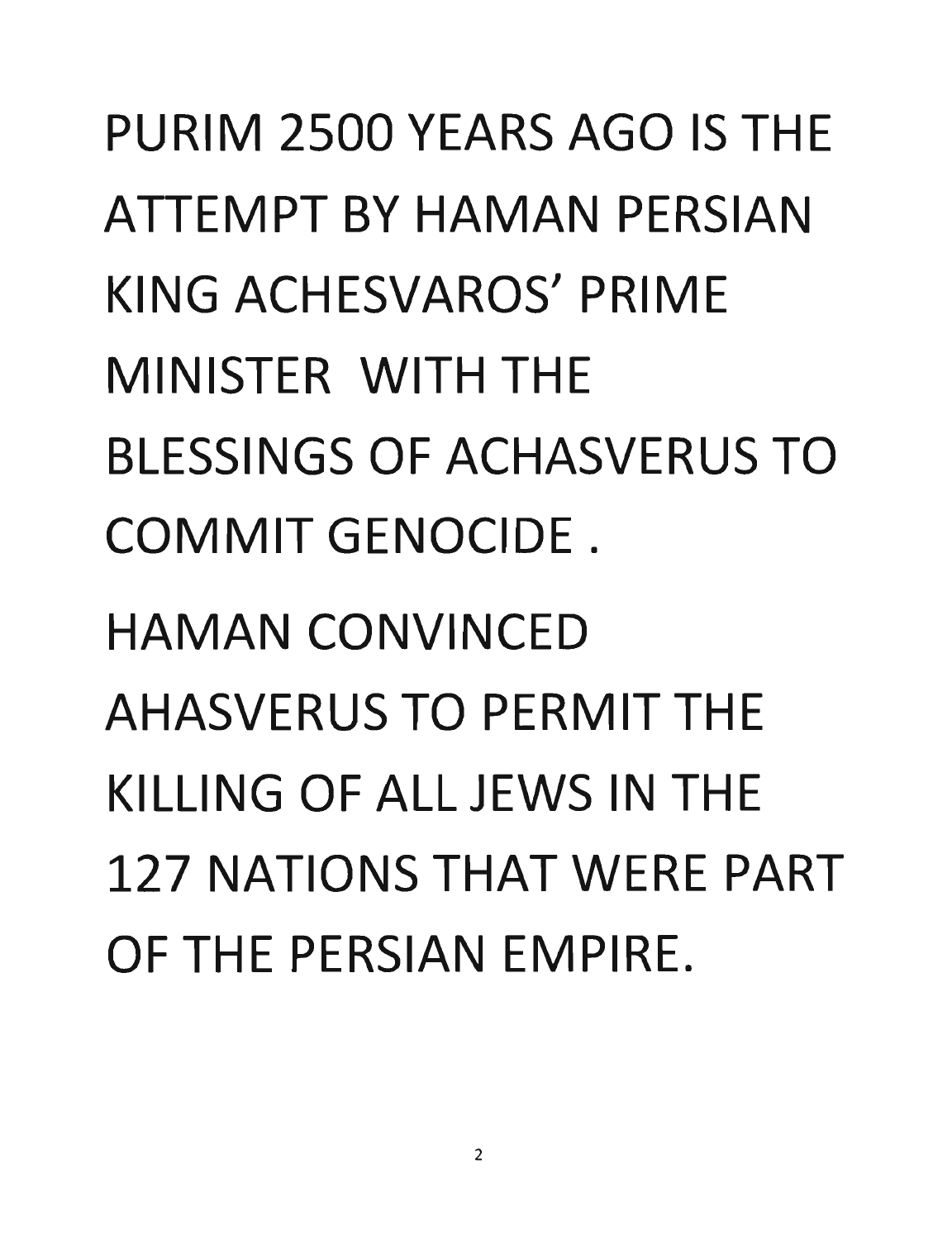PURIM 2500 YEARS AGO IS THE ATTEMPT BY HAMAN PERSIAN KING ACHESVAROS' PRIME MINISTER WITH THE BLESSINGS OF ACHASVERUS TO COMMIT GENOCIDE .

HAMAN CONVINCED AHASVERUS TO PERMIT THE KILLING OF ALL JEWS IN THE 127 NATIONS THAT WERE PART OF THE PERSIAN EMPIRE.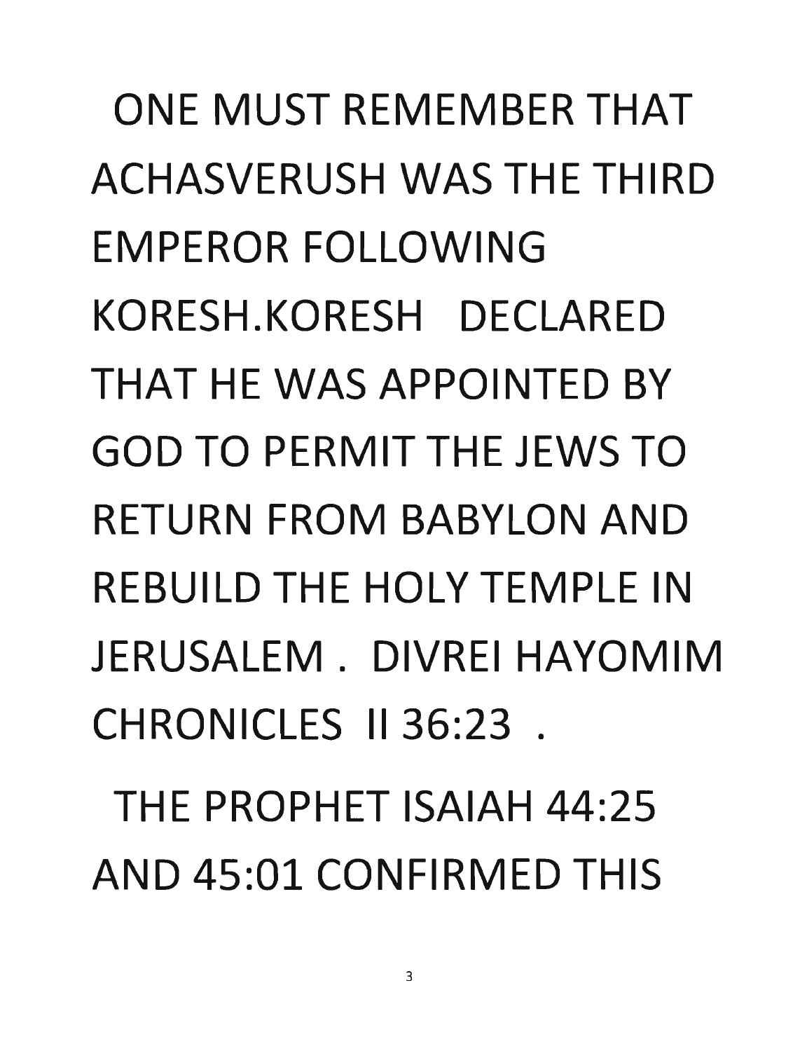ONE MUST REMEMBER THAT ACHASVERUSH WAS THE THIRD EMPEROR FOLLOWING KORESH.KORESH DECLARED THAT HE WAS APPOINTED BY GOD TO PERMIT THE JEWS TO RETURN FROM BABYLON AND REBUILD THE HOLY TEMPLE IN JERUSALEM . DIVREI HAYOMIM CHRONICLES II 36:23 .

THE PROPHET ISAIAH 44:25 AND 45:01 CONFIRMED THIS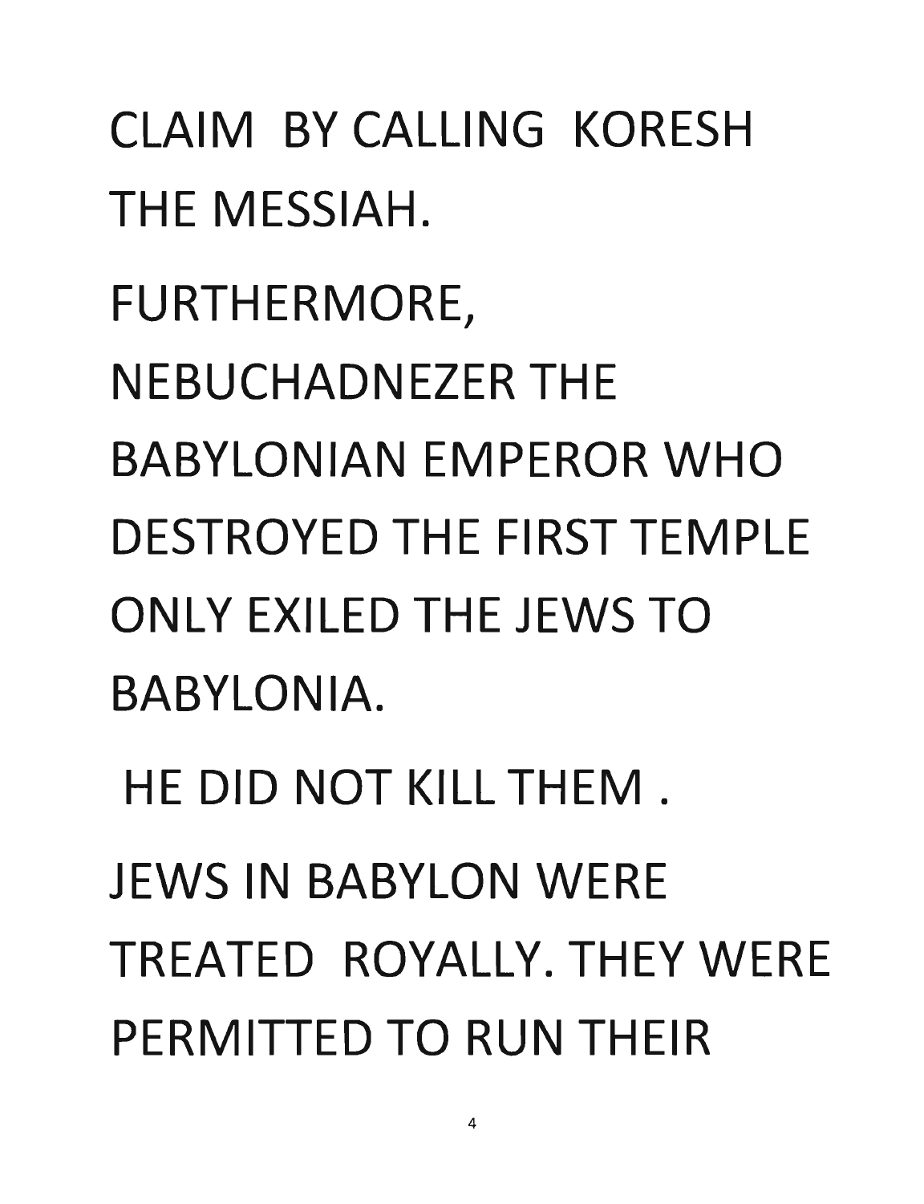CLAIM BY CALLING KORESH THE MESSIAH.

FURTHERMORE, NEBUCHADNEZER THE BABYLONIAN EMPEROR WHO DESTROYED THE FIRST TEMPLE ONLY EXILED THE JEWS TO BABYLONIA.

HE DID NOT KILL THEM .

JEWS IN BABYLON WERE TREATED ROYALLY. THEY WERE PERMITTED TO RUN THEIR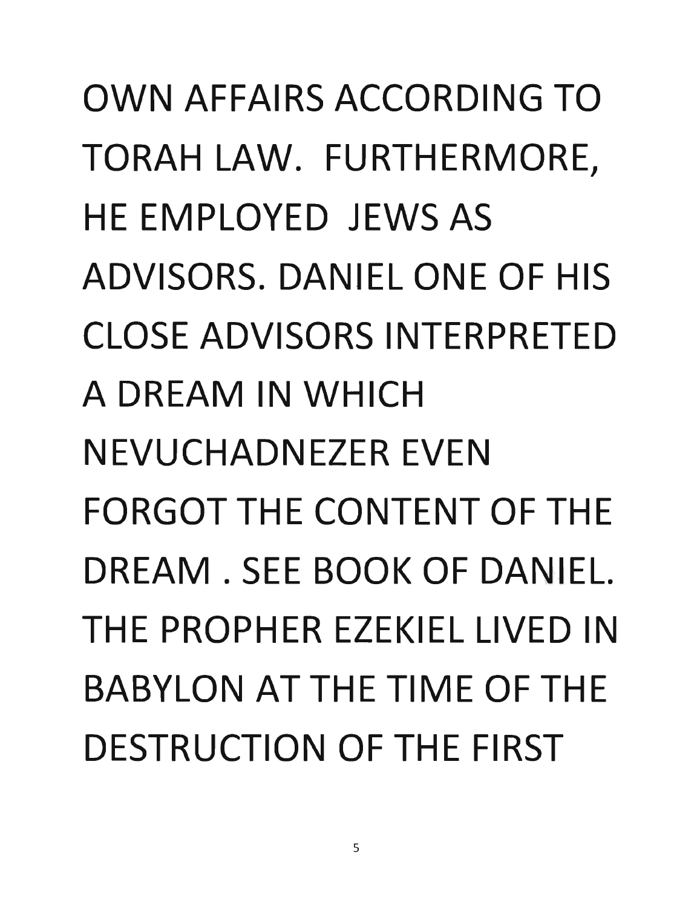OWN AFFAIRS ACCORDING TO TORAH LAW. FURTHERMORE, HE EMPLOYED JEWS AS ADVISORS. DANIEL ONE OF HIS CLOSE ADVISORS INTERPRETED A DREAM IN WHICH NEVUCHADNEZER EVEN FORGOT THE CONTENT OF THE DREAM . SEE BOOK OF DANIEL. THE PROPHER EZEKIEL LIVED IN BABYLON AT THE TIME OF THE DESTRUCTION OF THE FIRST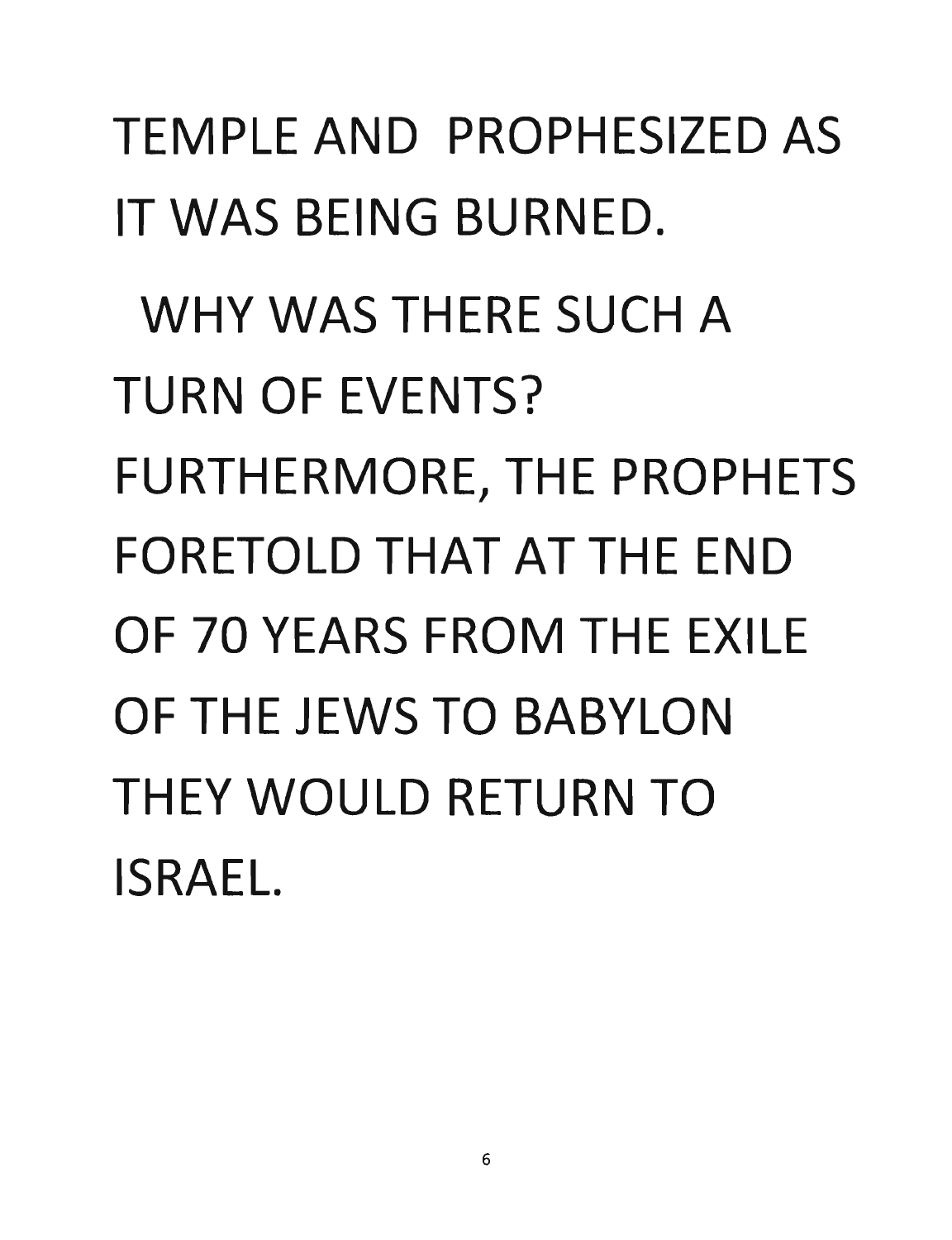TEMPLE AND PROPHESIZED AS IT WAS BEING BURNED.

WHY WAS THERE SUCH A TURN OF EVENTS? FURTHERMORE, THE PROPHETS FORETOLD THAT AT THE END OF 70 YEARS FROM THE EXILE OF THE JEWS TO BABYLON THEY WOULD RETURN TO ISRAEL.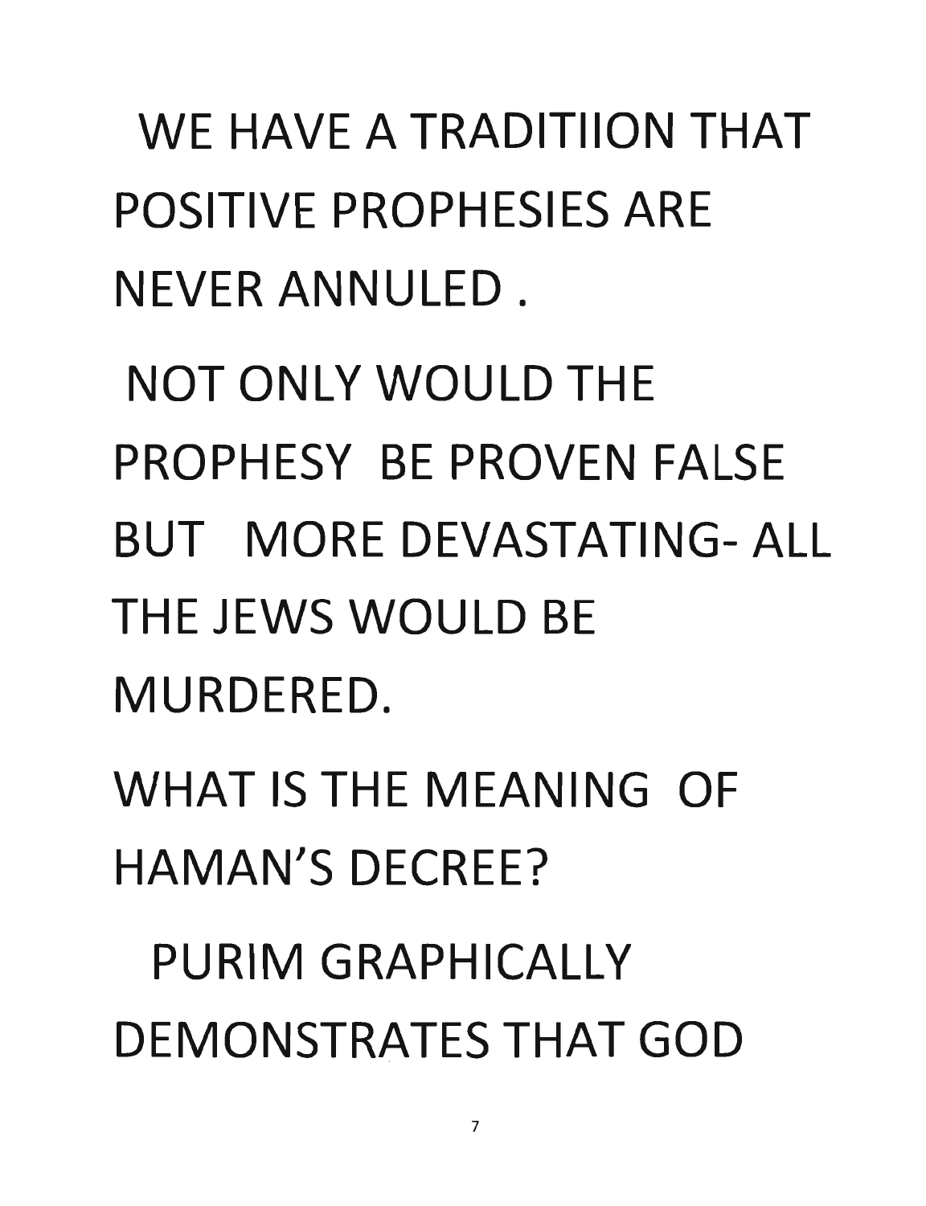WE HAVE A TRADITIION THAT POSITIVE PROPHESIES ARE NEVER ANNULED .

NOT ONLY WOULD THE PROPHESY BE PROVEN FALSE BUT MORE DEVASTATING- ALL THE JEWS WOULD BE MURDERED.

WHAT IS THE MEANING OF HAMAN'S DECREE?

PURIM GRAPHICALLY DEMONSTRATES THAT GOD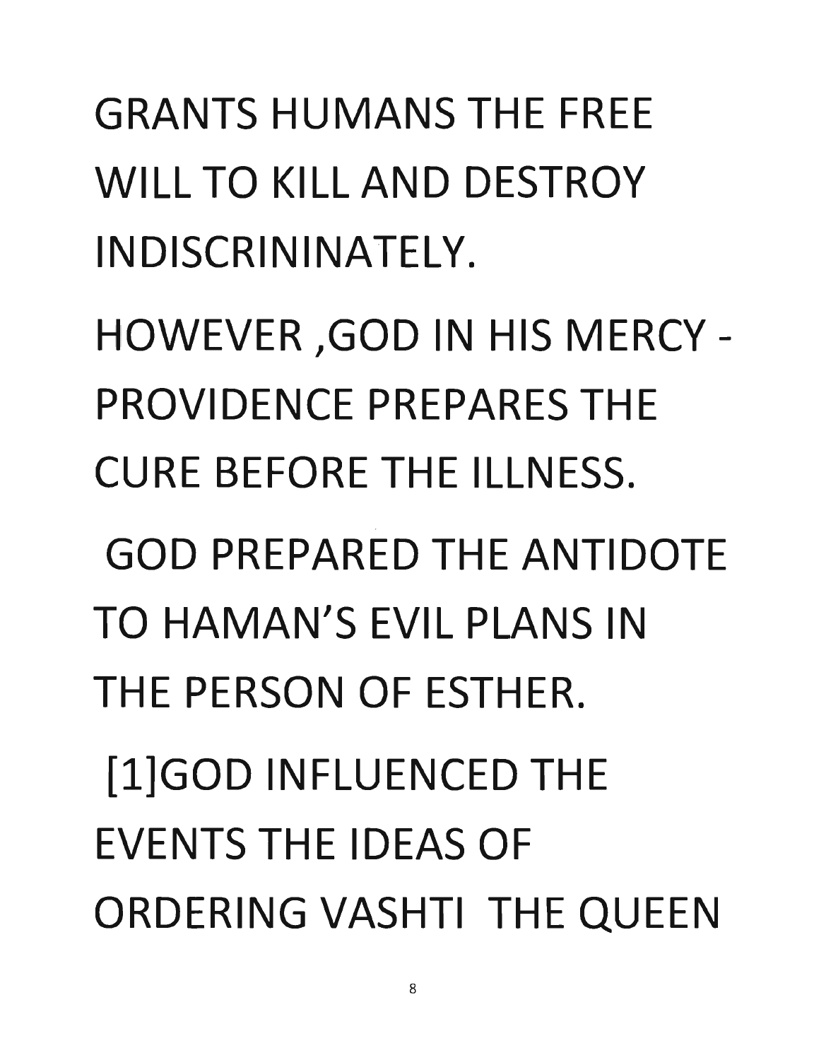GRANTS HUMANS THE FREE WILL TO KILL AND DESTROY INDISCRININATELY.

HOWEVER ,GOD IN HIS MERCY - PROVIDENCE PREPARES THE CURE BEFORE THE ILLNESS.

GOD PREPARED THE ANTIDOTE TO HAMAN'S EVIL PLANS IN THE PERSON OF ESTHER.

[1]GOD INFLUENCED THE EVENTS THE IDEAS OF ORDERING VASHTI THE QUEEN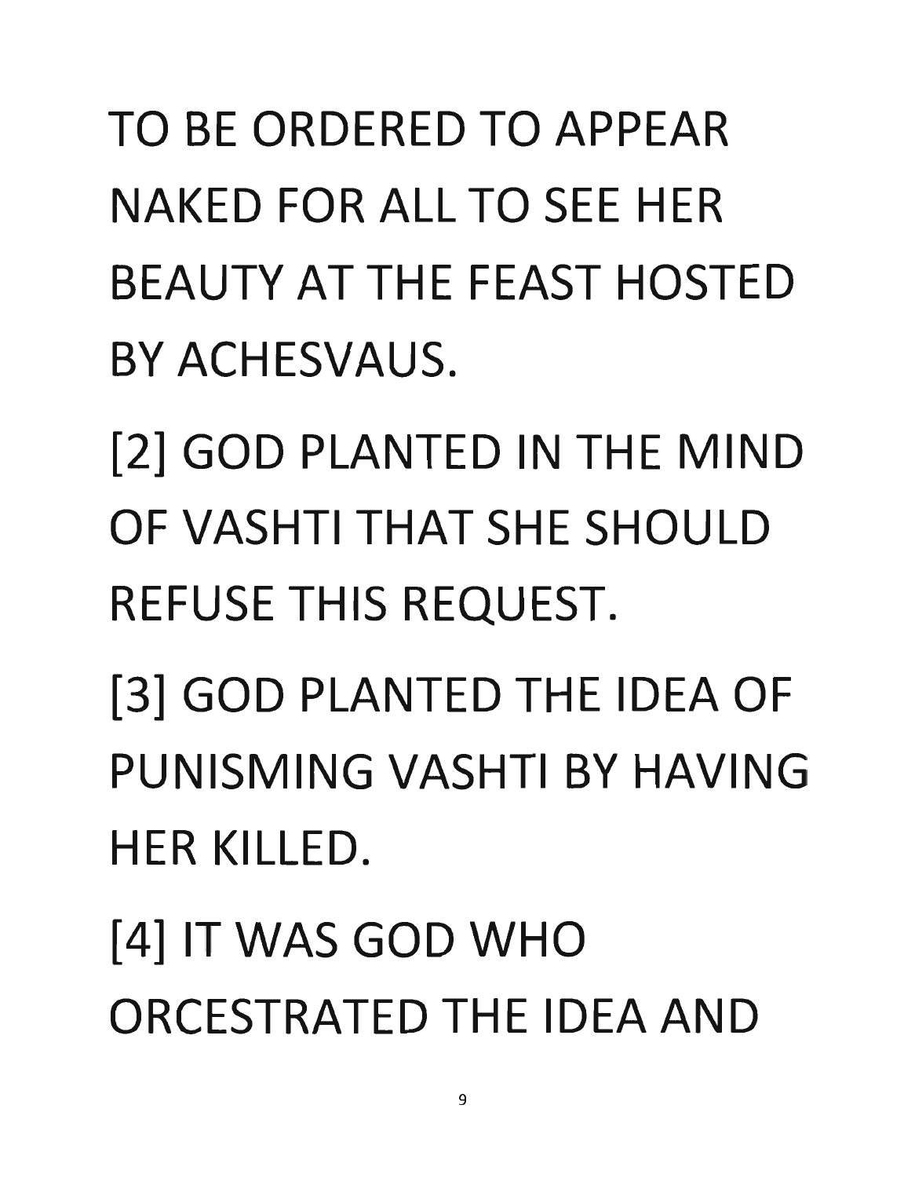TO BE ORDERED TO APPEAR NAKED FOR ALL TO SEE HER BEAUTY AT THE FEAST HOSTED BY ACHESVAUS.

[2] GOD PLANTED IN THE MIND OF VASHTI THAT SHE SHOULD REFUSE THIS REQUEST.

[3] GOD PLANTED THE IDEA OF PUNISMING VASHTI BY HAVING HER KILLED.

[4] IT WAS GOD WHO ORCESTRATED THE IDEA AND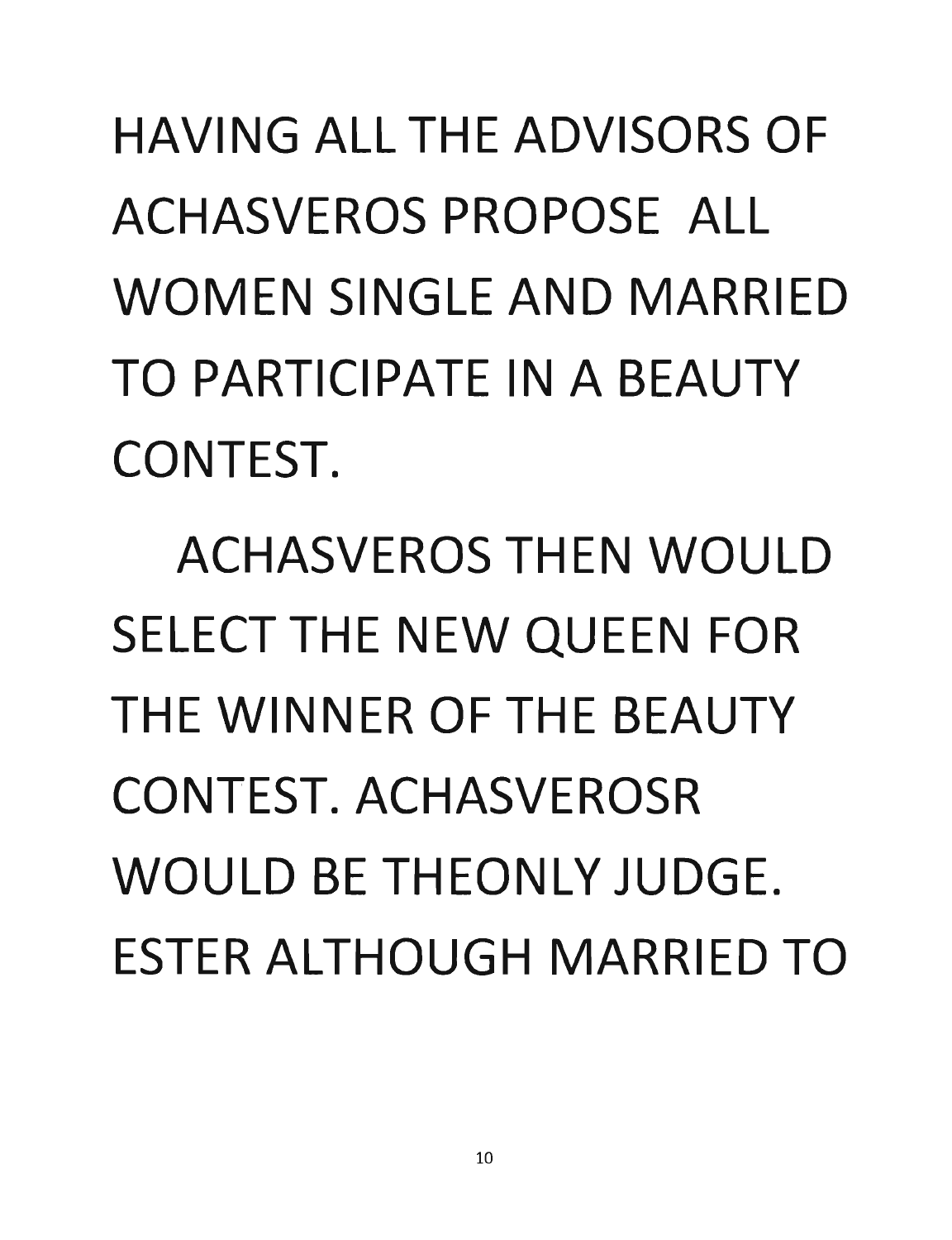HAVING ALL THE ADVISORS OF ACHASVEROS PROPOSE ALL WOMEN SINGLE AND MARRIED TO PARTICIPATE IN A BEAUTY CONTEST.

ACHASVEROS THEN WOULD SELECT THE NEW QUEEN FOR THE WINNER OF THE BEAUTY CONTEST. ACHASVEROSR WOULD BE THEONLY JUDGE. ESTER ALTHOUGH MARRIED TO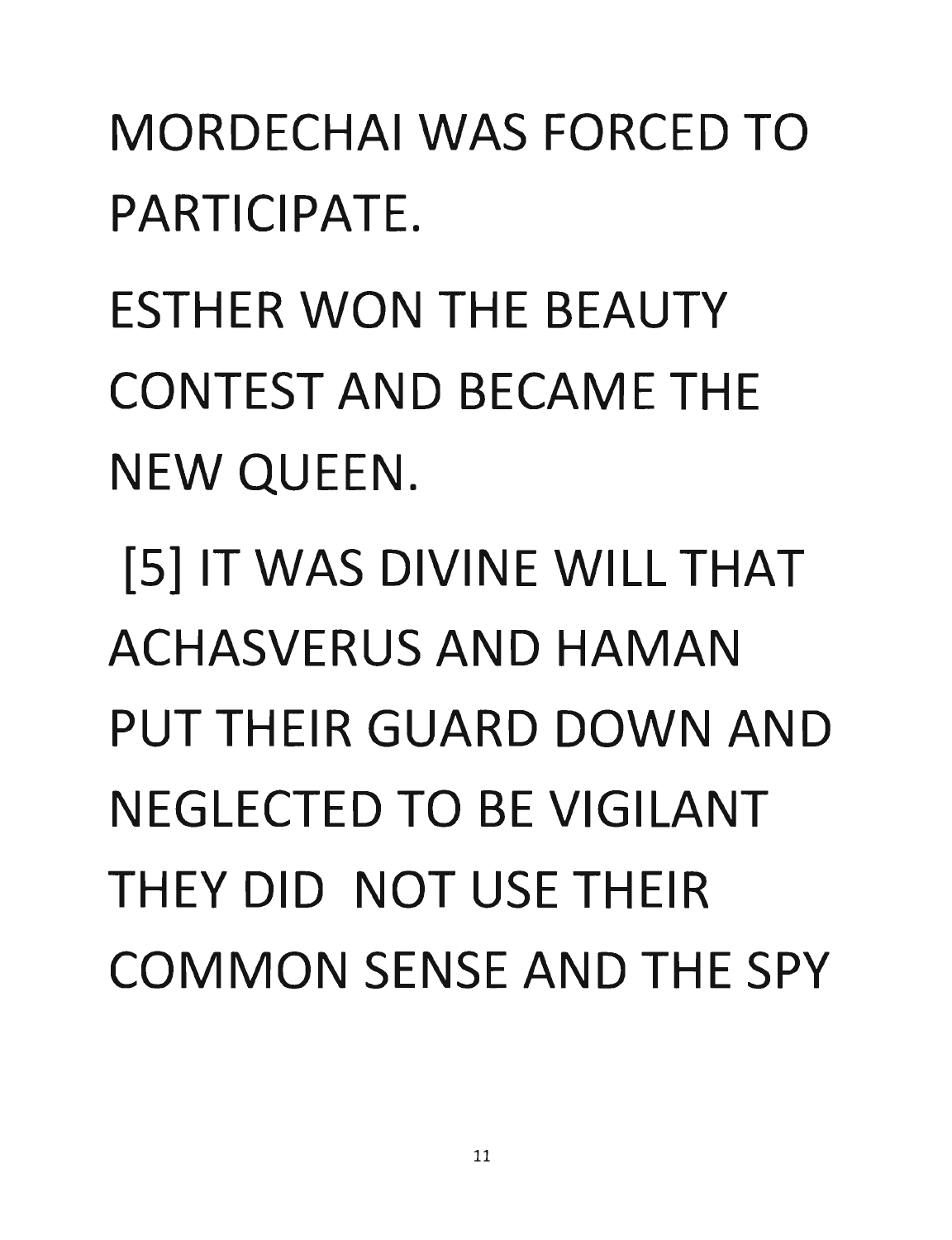MORDECHAI WAS FORCED TO PARTICIPATE.

ESTHER WON THE BEAUTY CONTEST AND BECAME THE NEW QUEEN.

[5] IT WAS DIVINE WILL THAT ACHASVERUS AND HAMAN PUT THEIR GUARD DOWN AND NEGLECTED TO BE VIGILANT THEY DID NOT USE THEIR COMMON SENSE AND THE SPY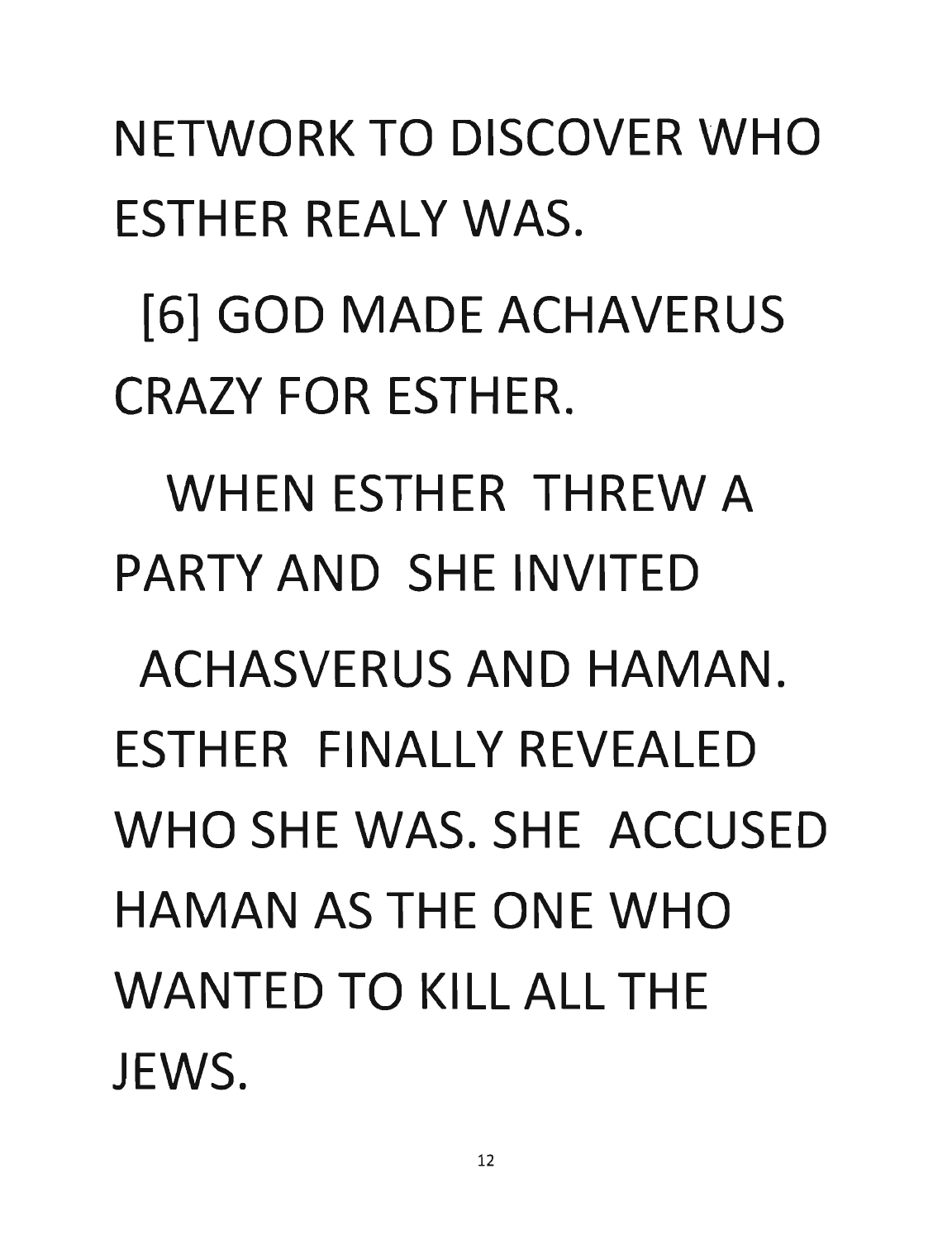NETWORK TO DISCOVER WHO ESTHER REALY WAS.

[6] GOD MADE ACHAVERUS CRAZY FOR ESTHER.

WHEN ESTHER THREW A PARTY AND SHE INVITED

ACHASVERUS AND HAMAN. ESTHER FINALLY REVEALED WHO SHE WAS. SHE ACCUSED HAMAN AS THE ONE WHO WANTED TO KILL ALL THE JEWS.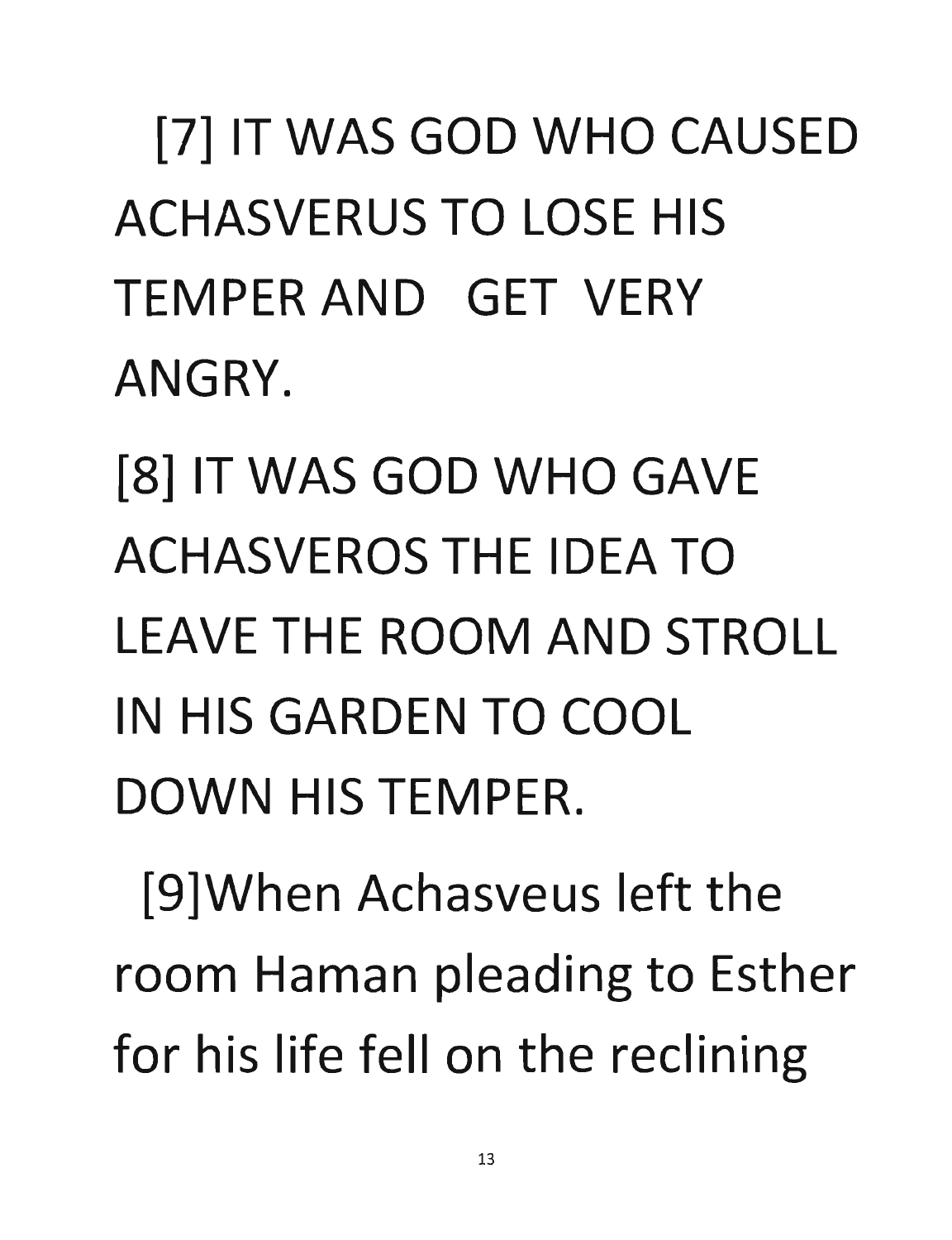[7] IT WAS GOD WHO CAUSED ACHASVERUS TO LOSE HIS TEMPER AND GET VERY ANGRY.

[8] IT WAS GOD WHO GAVE ACHASVEROS THE IDEA TO LEAVE THE ROOM AND STROLL IN HIS GARDEN TO COOL DOWN HIS TEMPER.

[9]When Achasveus left the room Haman pleading to Esther for his life fell on the reclining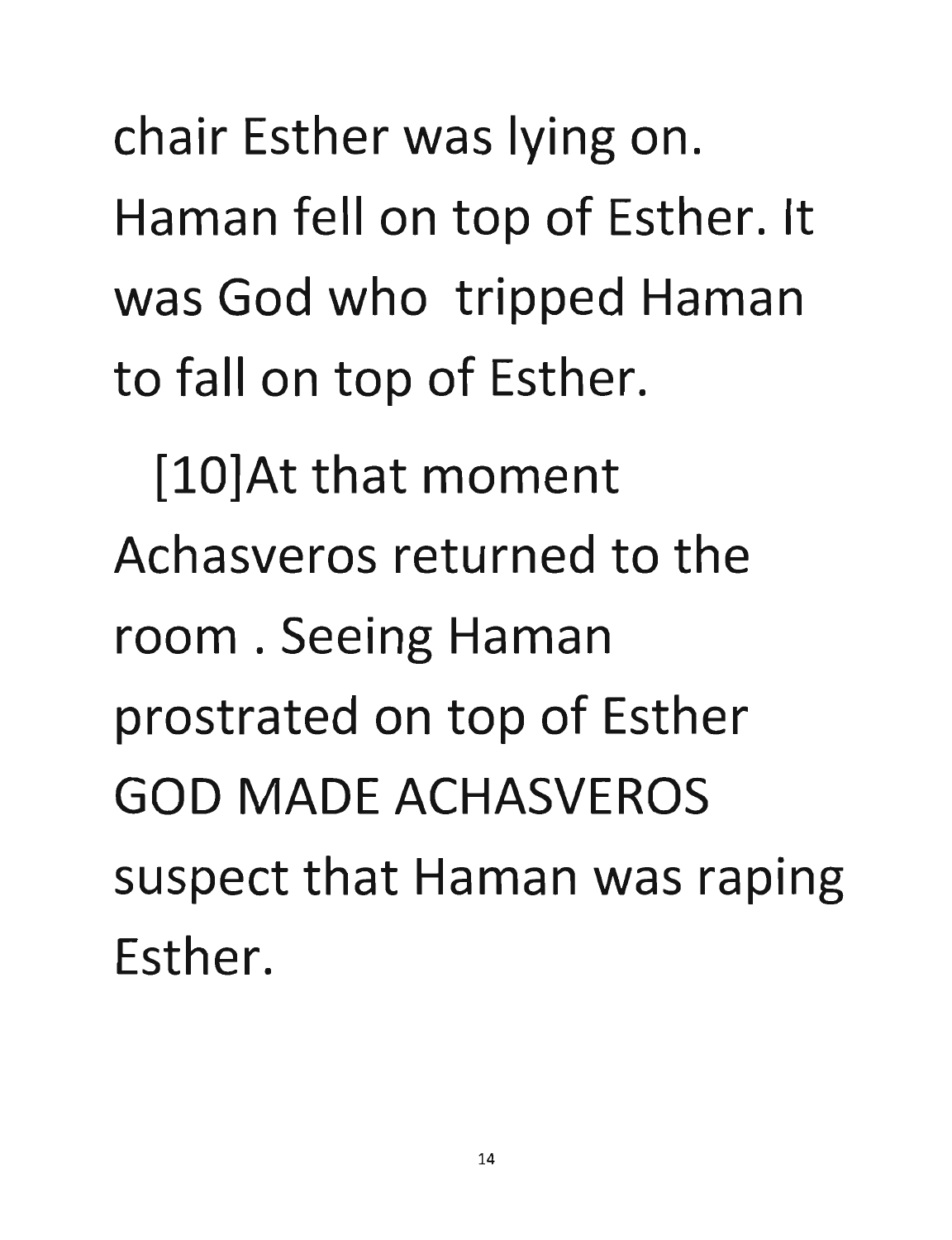chair Esther was lying on. Haman fell on top of Esther. It was God who tripped Haman to fall on top of Esther.

[10]At that moment Achasveros returned to the room . Seeing Haman prostrated on top of Esther GOD MADE ACHASVEROS suspect that Haman was raping Esther.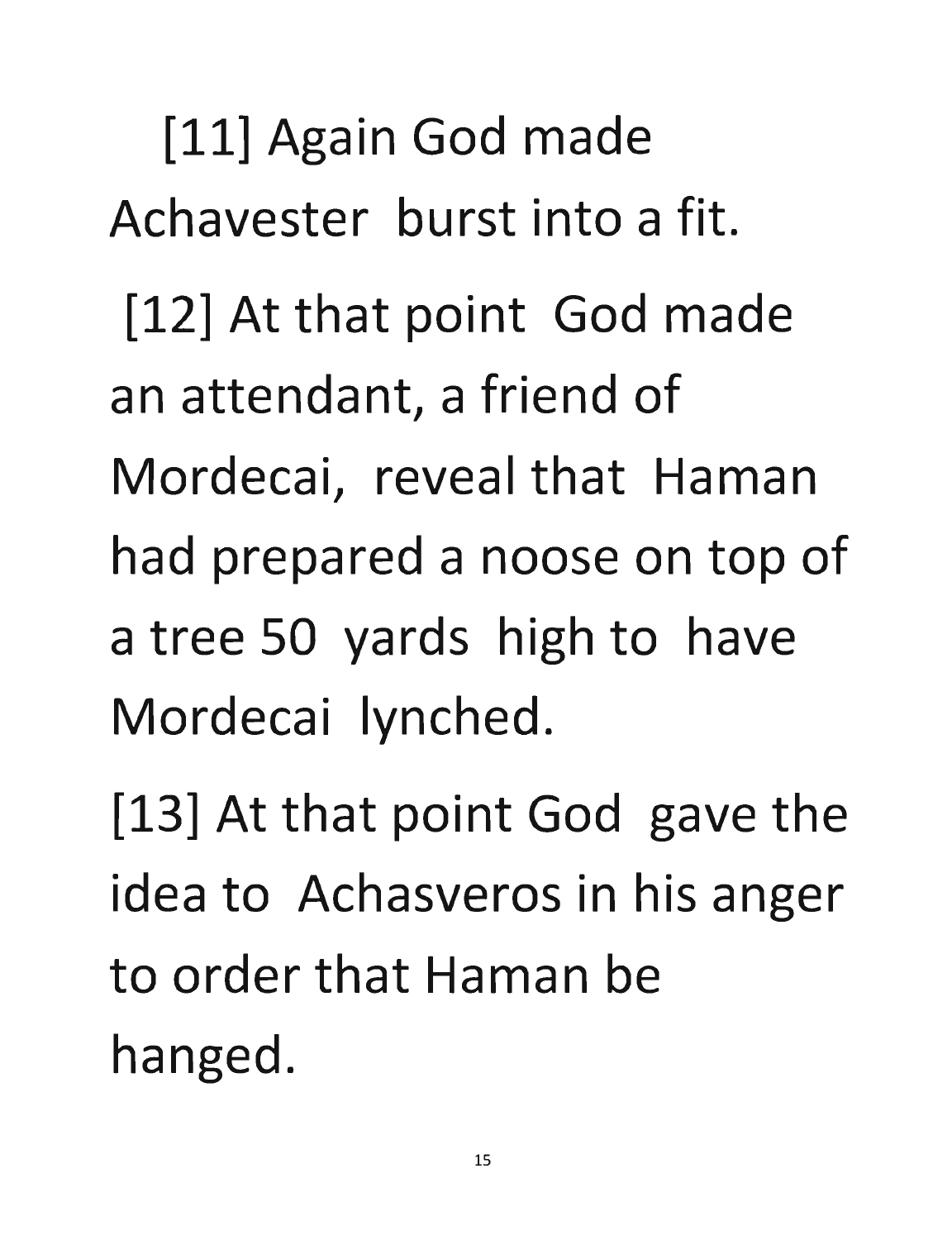[11] Again God made Achavester burst into a fit.

[12] At that point God made an attendant, a friend of Mordecai, reveal that Haman had prepared a noose on top of a tree 50 yards high to have Mordecai lynched.

[13] At that point God gave the idea to Achasveros in his anger to order that Haman be hanged.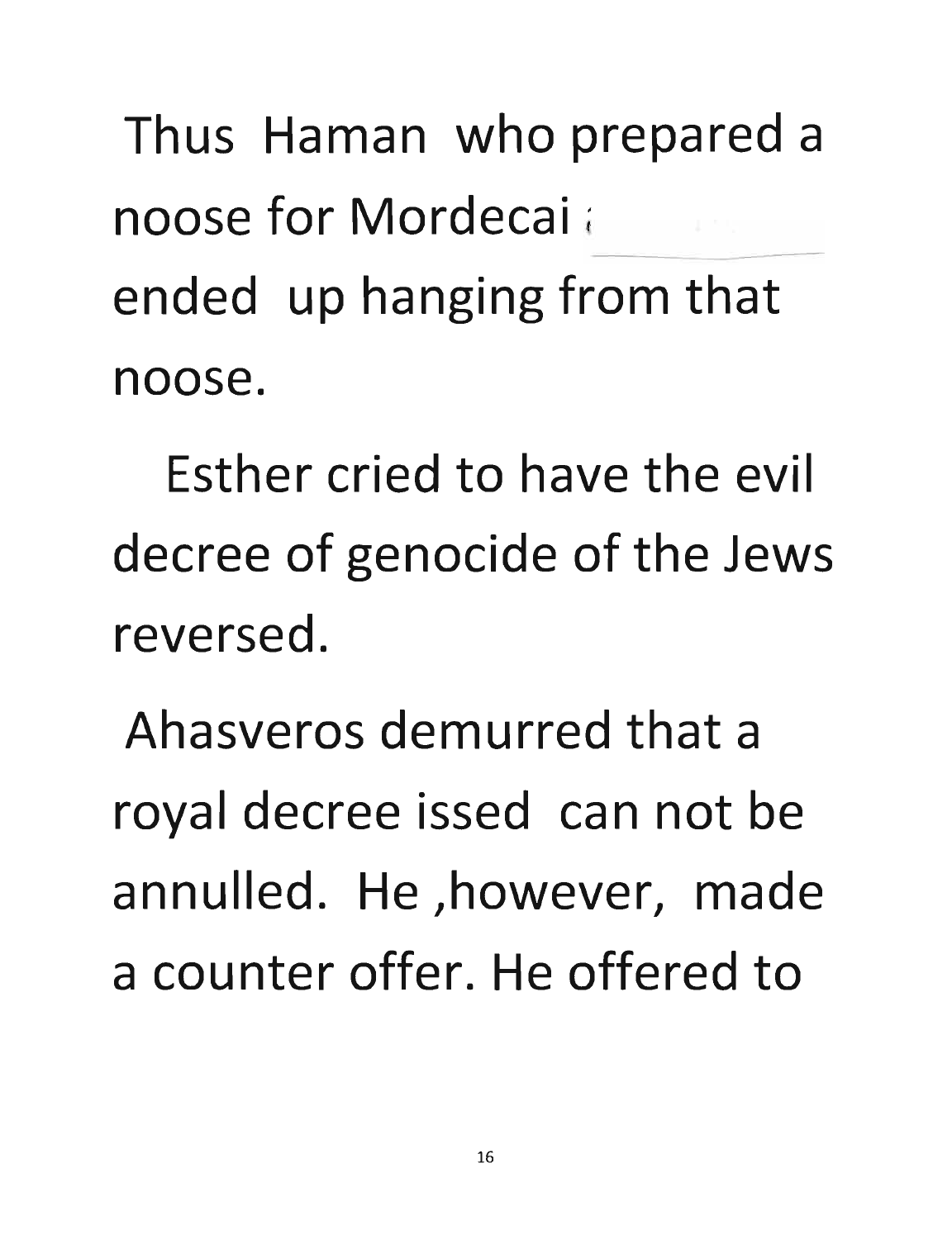Thus Haman who prepared a noose for Mordecai ; ended up hanging from that noose.

Esther cried to have the evil decree of genocide of the Jews reversed.

Ahasveros demurred that a royal decree issed can not be annulled. He ,however, made a counter offer. He offered to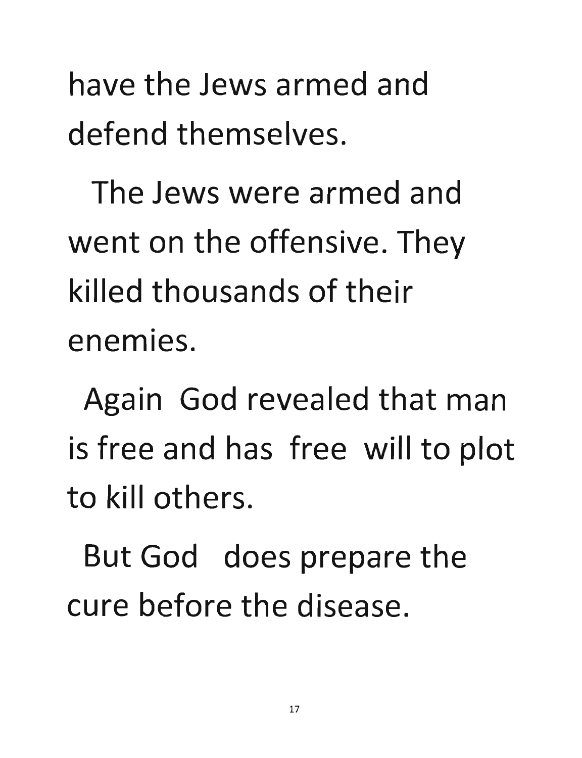have the Jews armed and defend themselves.

The Jews were armed and went on the offensive. They killed thousands of their enemies.

Again God revealed that man is free and has free will to plot to kill others.

But God does prepare the cure before the disease.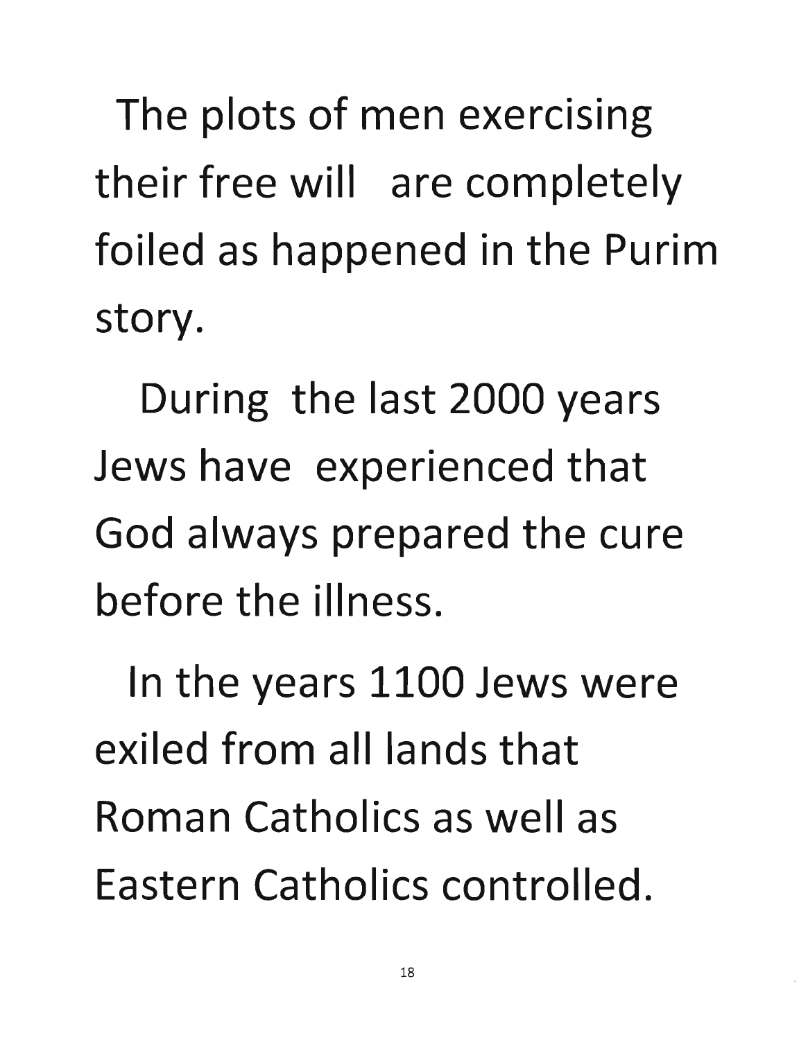The plots of men exercising their free will are completely foiled as happened in the Purim story.

During the last 2000 years Jews have experienced that God always prepared the cure before the illness.

In the years 1100 Jews were exiled from all lands that Roman Catholics as well as Eastern Catholics controlled.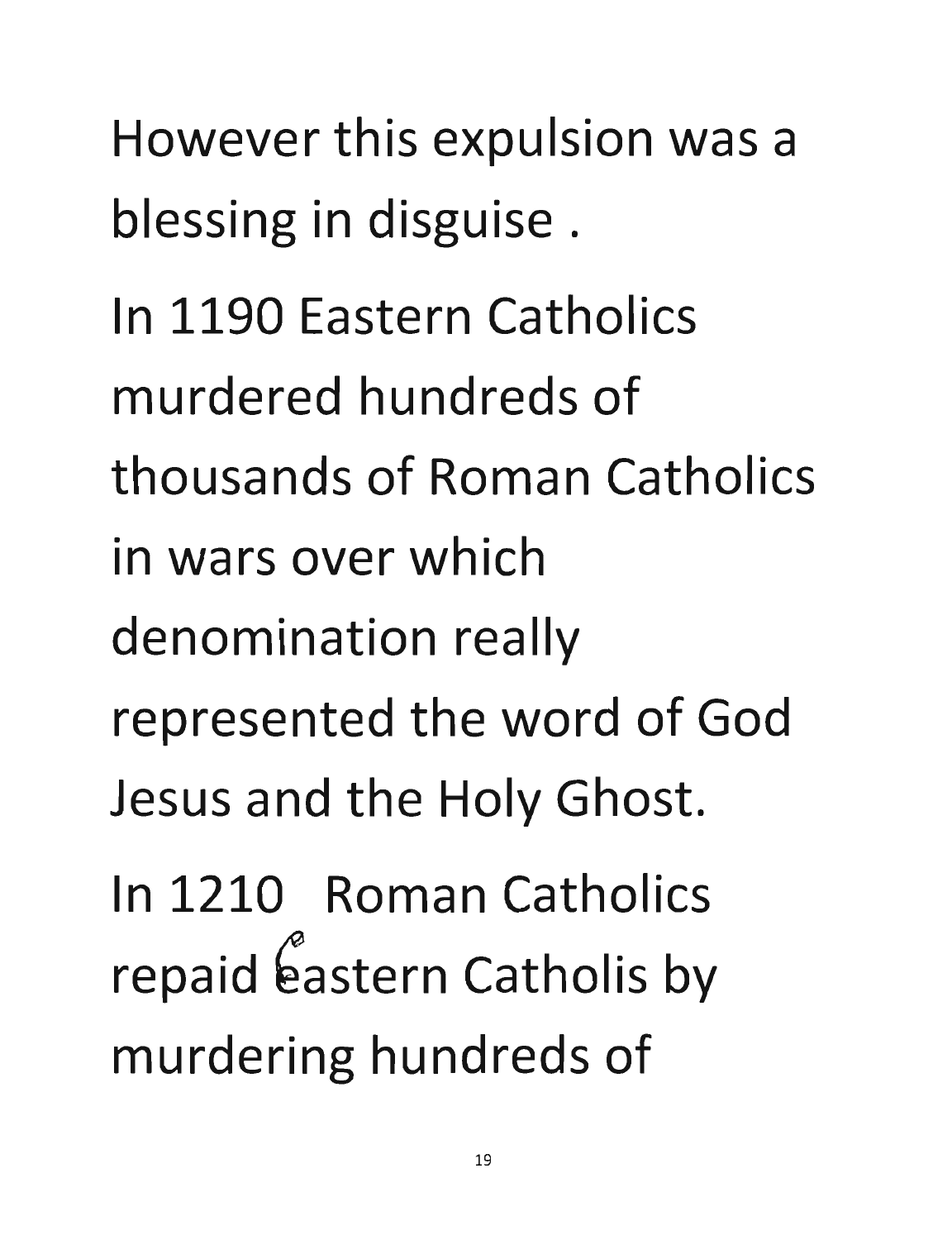However this expulsion was a blessing in disguise .

In 1190 Eastern Catholics murdered hundreds of thousands of Roman Catholics in wars over which denomination really represented the word of God Jesus and the Holy Ghost.

In 1210 Roman Catholics repaid eastern Catholis by murdering hundreds of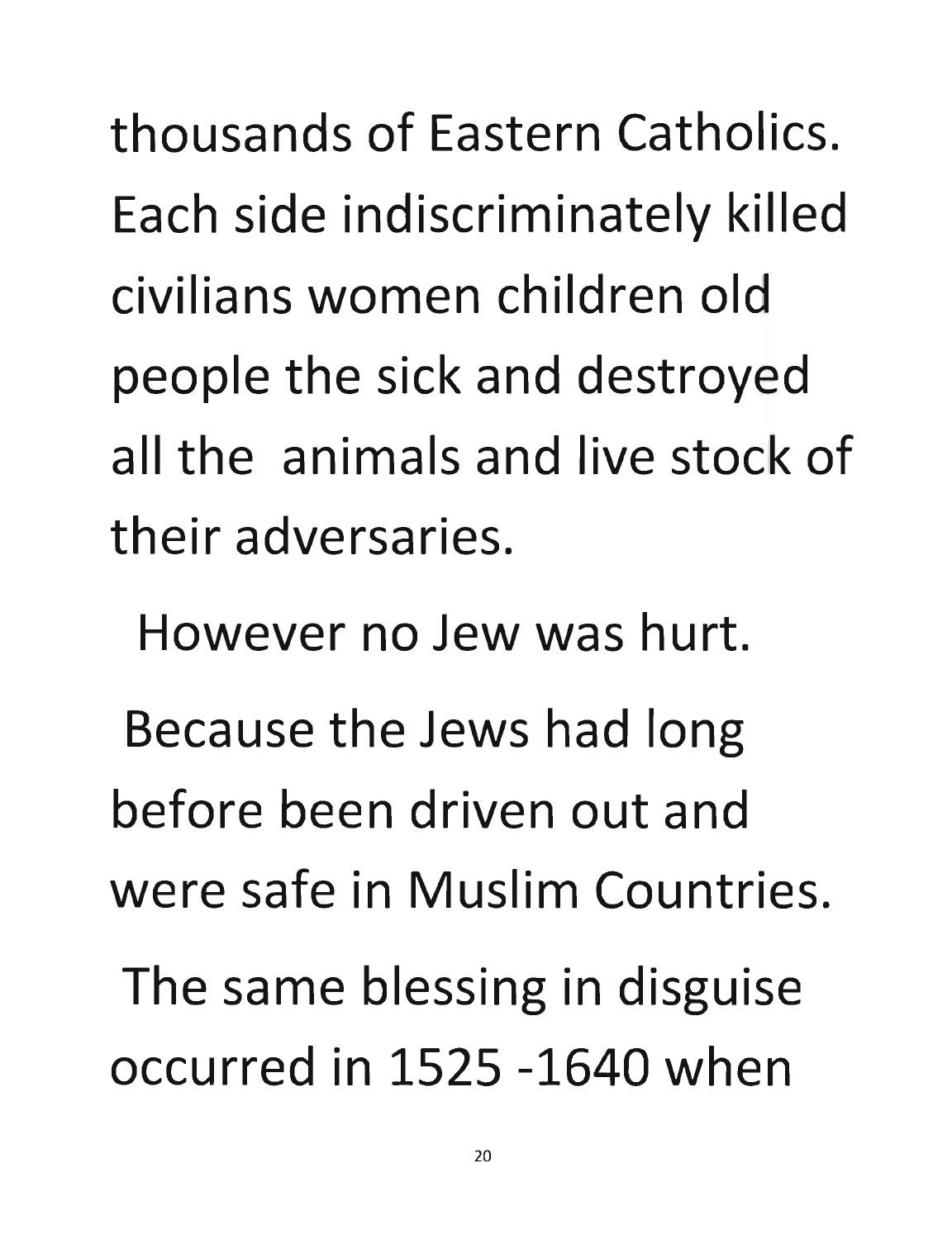thousands of Eastern Catholics. Each side indiscriminately killed civilians women children old people the sick and destroyed all the animals and live stock of their adversaries.

However no Jew was hurt.

Because the Jews had long before been driven out and were safe in Muslim Countries.

The same blessing in disguise occurred in 1525 -1640 when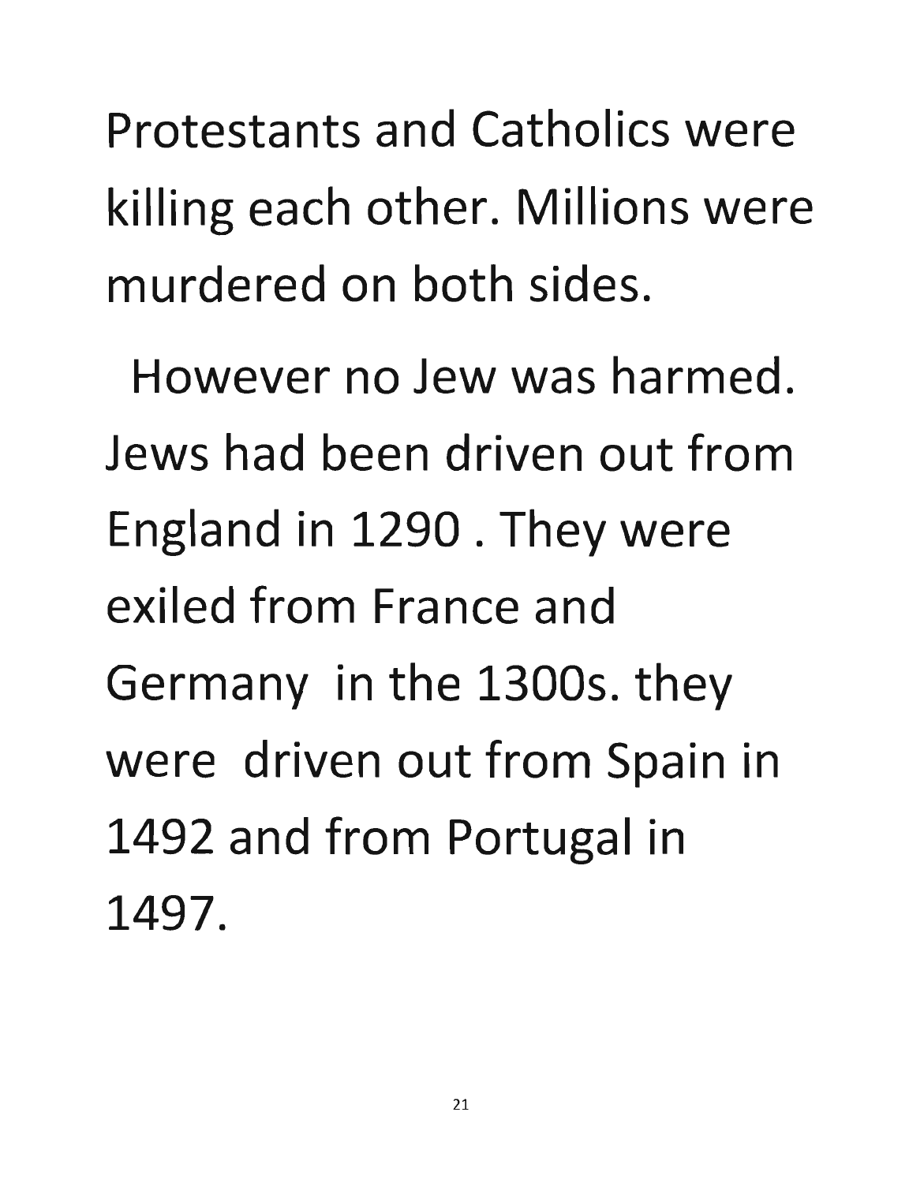Protestants and Catholics were killing each other. Millions were murdered on both sides.

However no Jew was harmed. Jews had been driven out from England in 1290 . They were exiled from France and Germany in the 1300s. they were driven out from Spain in 1492 and from Portugal in 1497.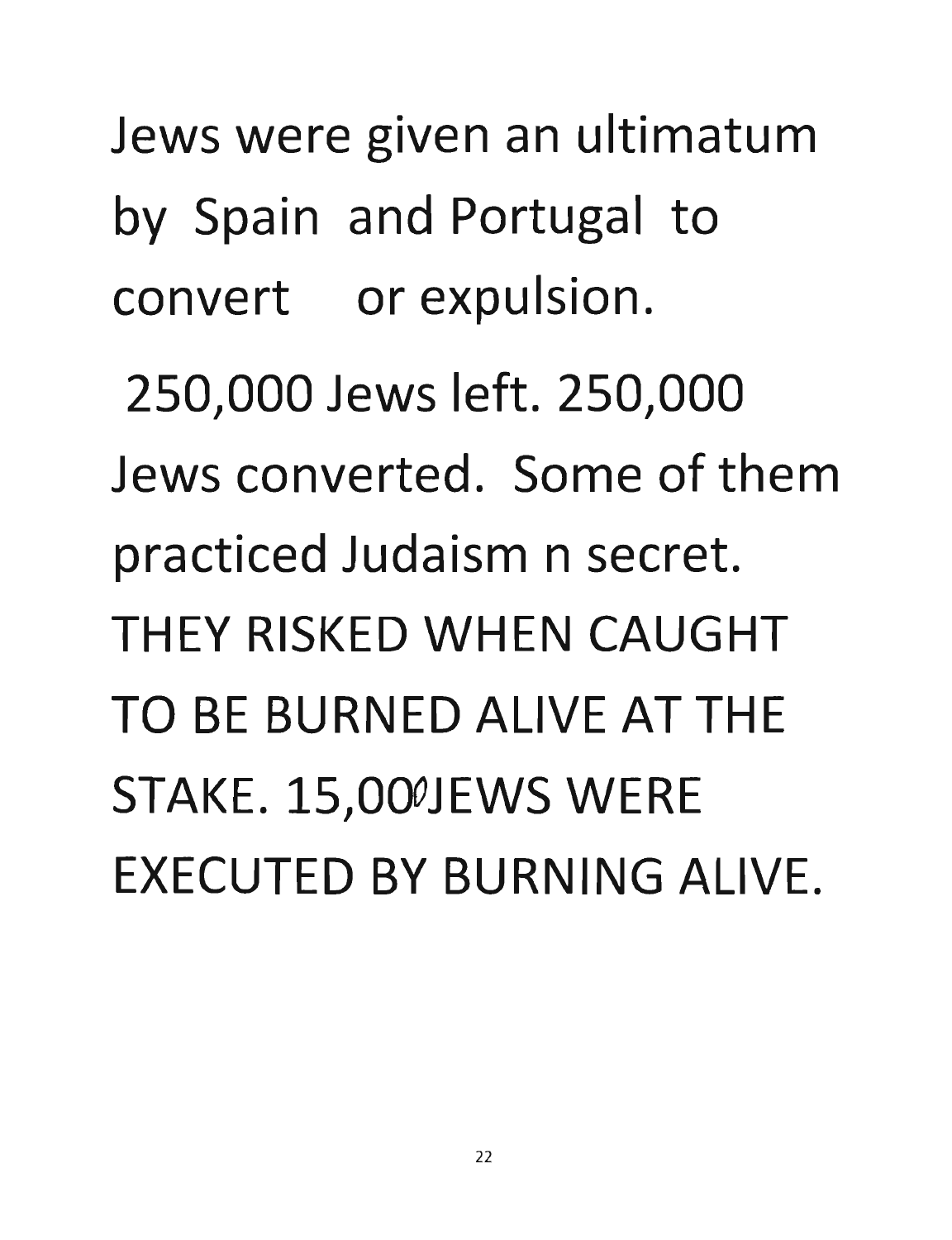Jews were given an ultimatum by Spain and Portugal to convert or expulsion.

250,000 Jews left. 250,000 Jews converted. Some of them practiced Judaism n secret. THEY RISKED WHEN CAUGHT TO BE BURNED ALIVE AT THE STAKE. 15,000JEWS WERE EXECUTED BY BURNING ALIVE.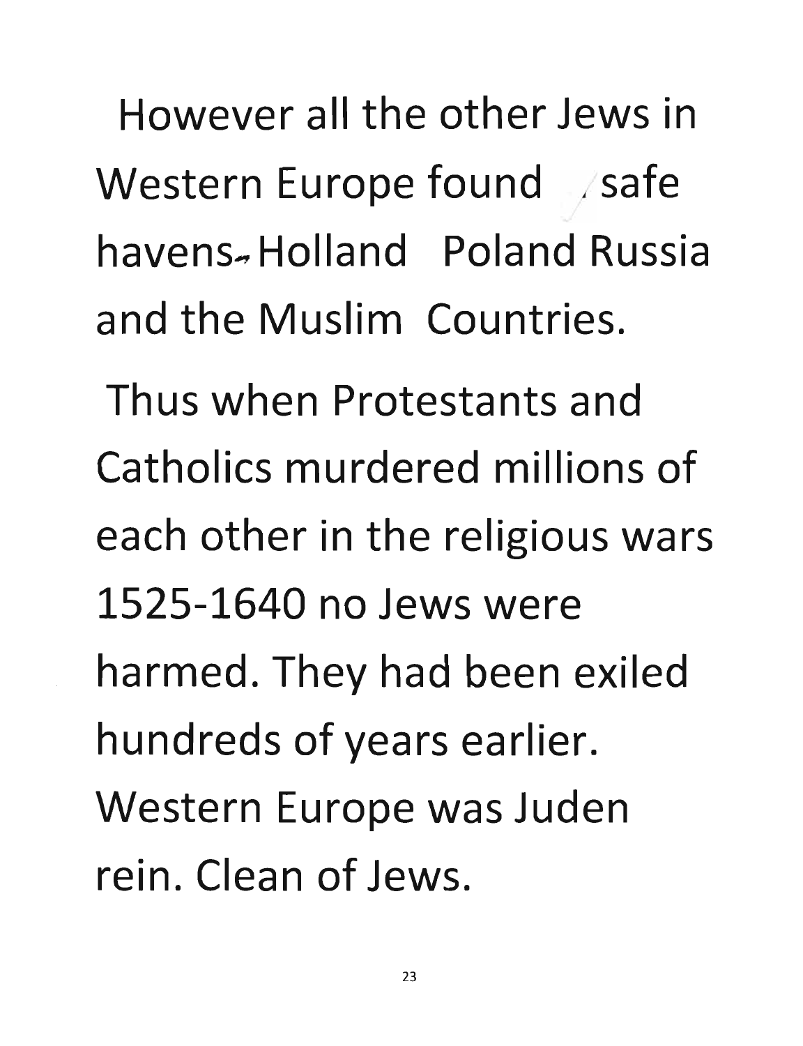However all the other Jews in Western Europe found safe havens- Holland Poland Russia and the Muslim Countries.

Thus when Protestants and Catholics murdered millions of each other in the religious wars 1525-1640 no Jews were harmed. They had been exiled hundreds of years earlier. Western Europe was Juden rein. Clean of Jews.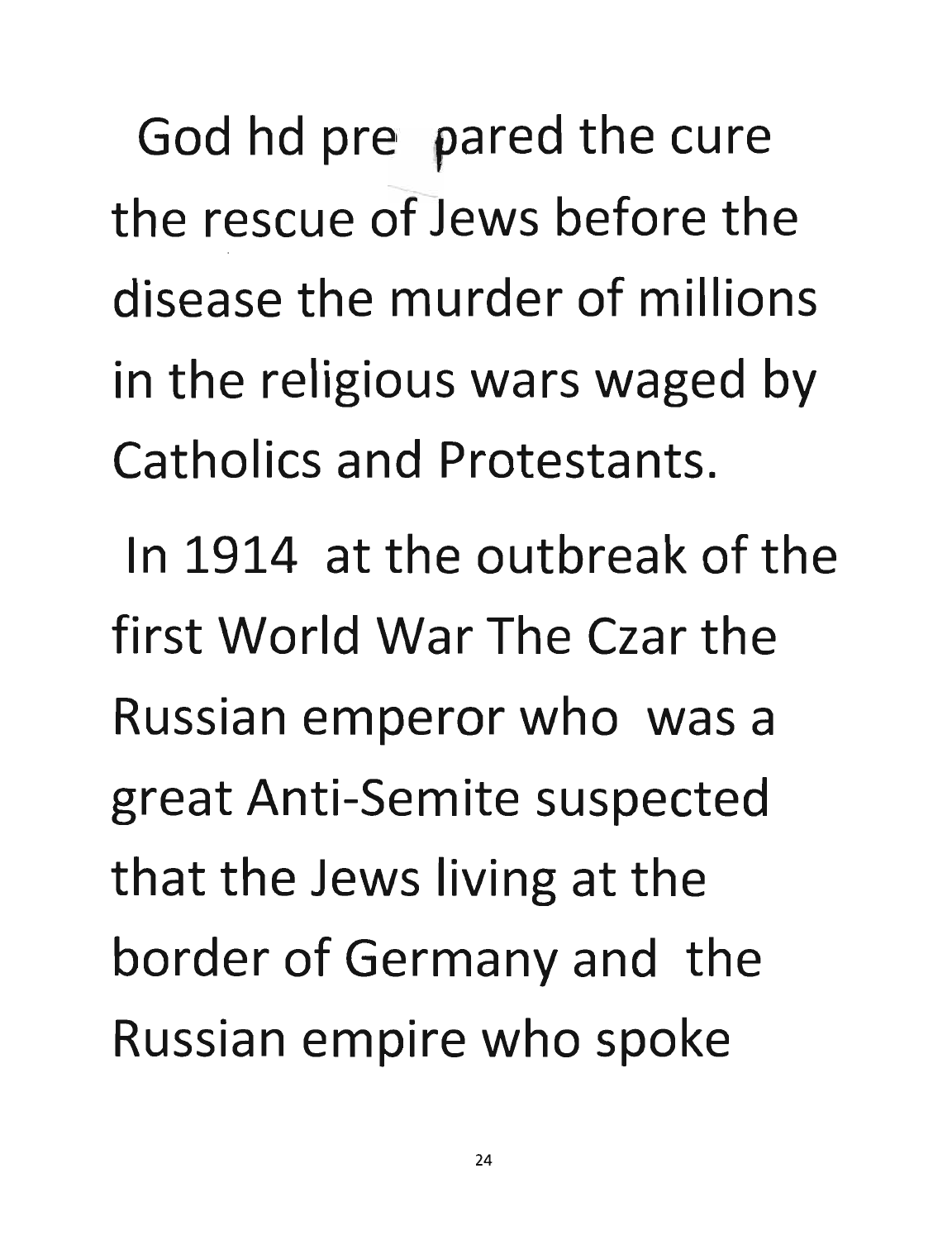God hd pre pared the cure the rescue of Jews before the disease the murder of millions in the religious wars waged by Catholics and Protestants.

In 1914 at the outbreak of the first World War The Czar the Russian emperor who was a great Anti-Semite suspected that the Jews living at the border of Germany and the Russian empire who spoke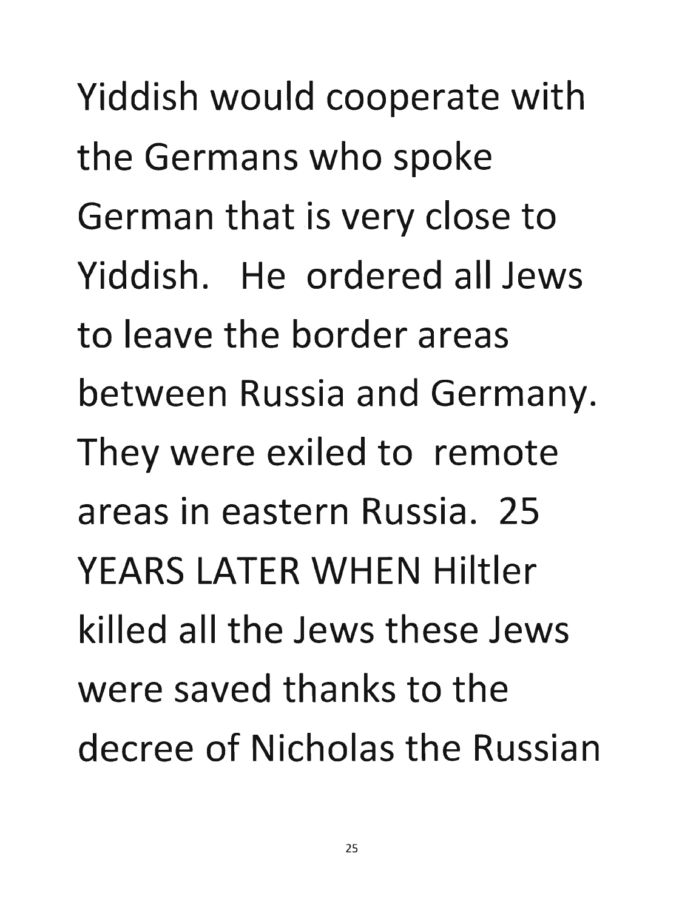Yiddish would cooperate with the Germans who spoke German that is very close to Yiddish. He ordered all Jews to leave the border areas between Russia and Germany. They were exiled to remote areas in eastern Russia. 25 YEARS LATER WHEN Hiltler killed all the Jews these Jews were saved thanks to the decree of Nicholas the Russian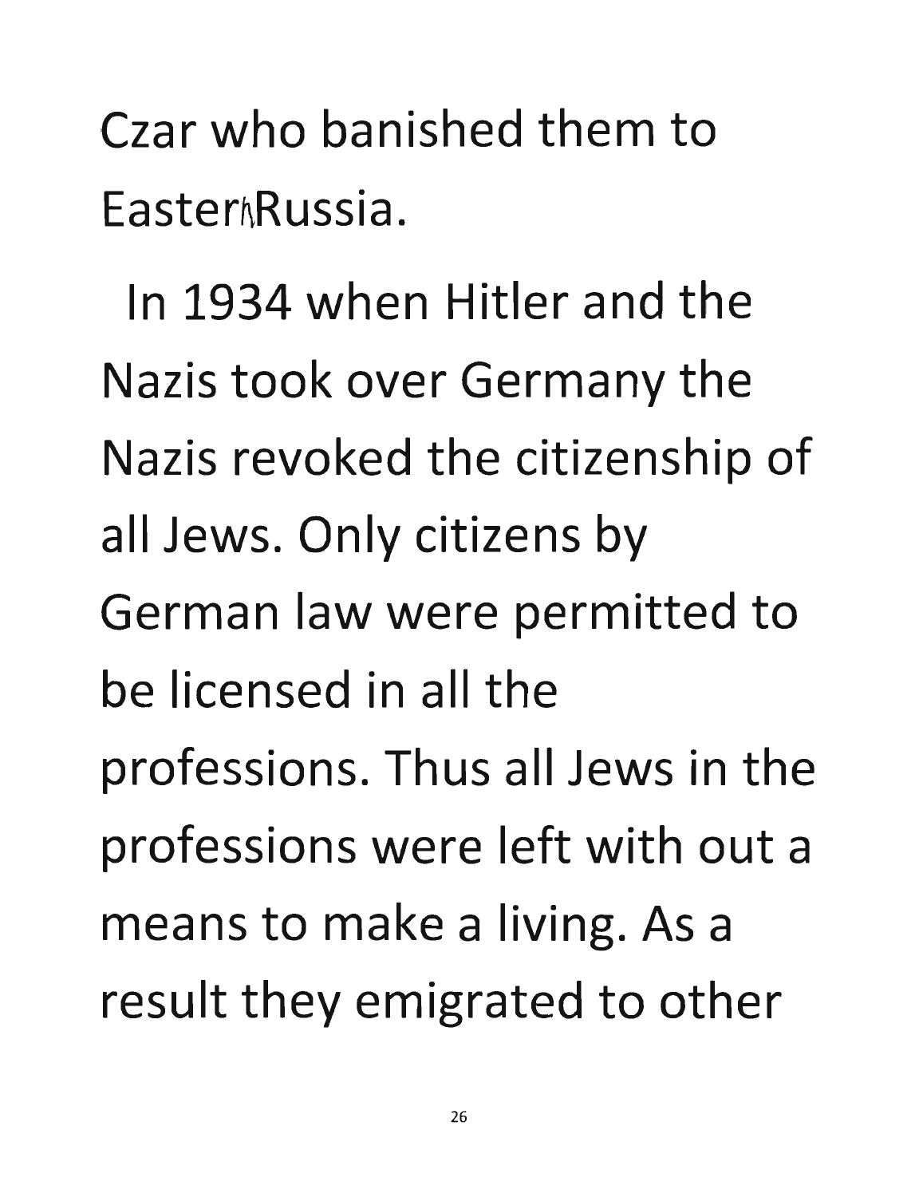Czar who banished them to Eastern Russia.

In 1934 when Hitler and the Nazis took over Germany the Nazis revoked the citizenship of all Jews. Only citizens by German law were permitted to be licensed in all the professions. Thus all Jews in the professions were left with out a means to make a living. As a result they emigrated to other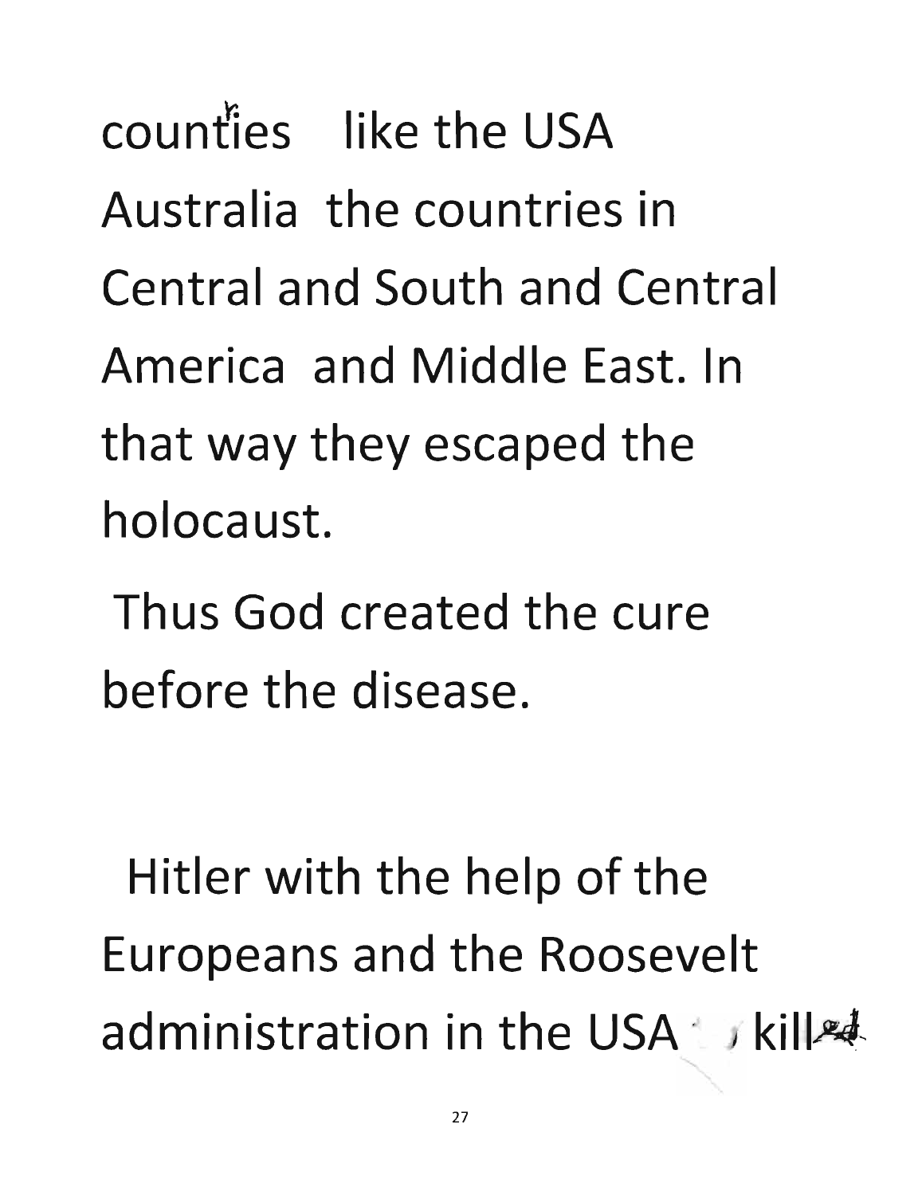counties like the USA Australia the countries in Central and South and Central America and Middle East. In that way they escaped the holocaust.

Thus God created the cure before the disease.

Hitler with the help of the Europeans and the Roosevelt administration in the USA killed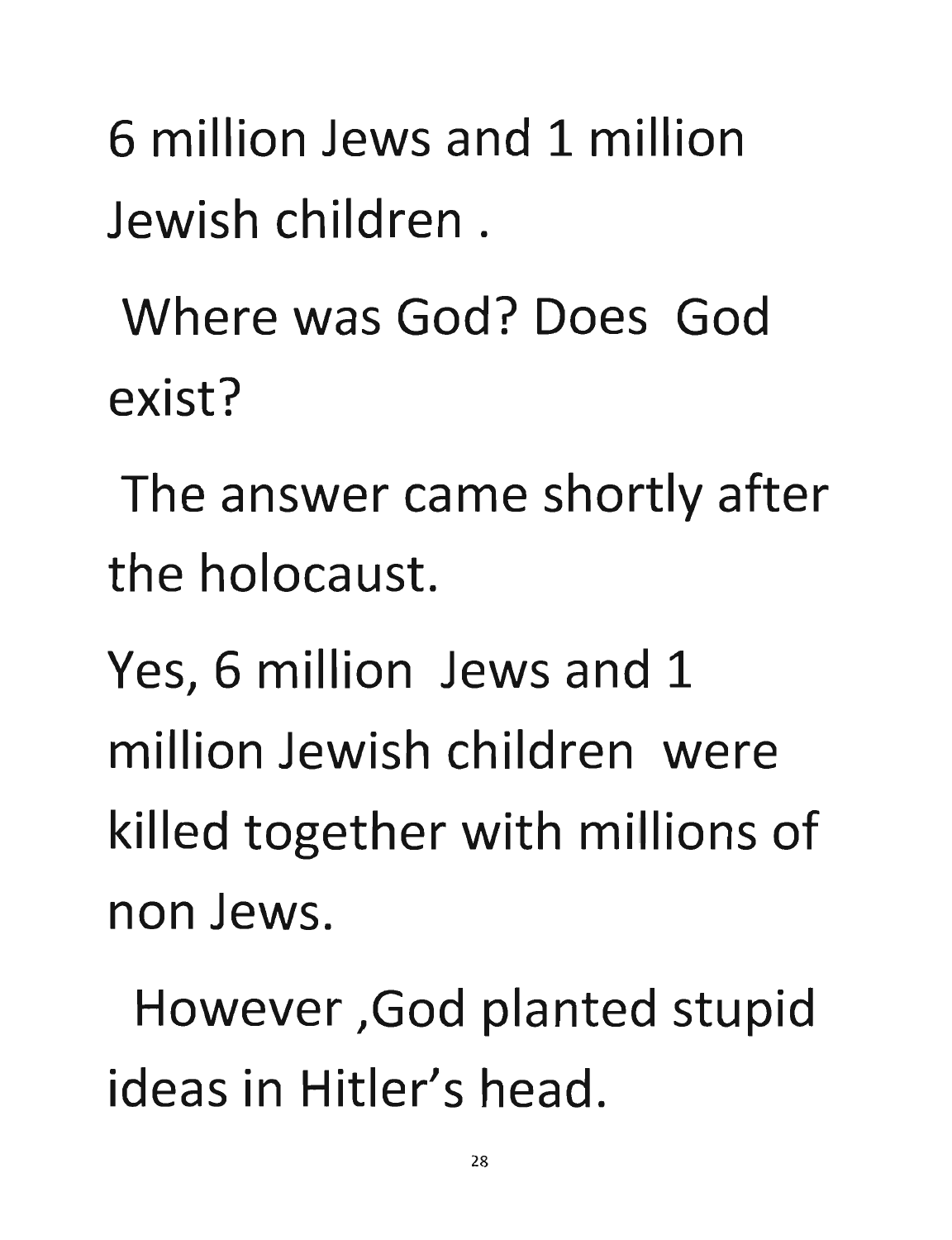6 million Jews and 1 million Jewish children .

Where was God? Does God exist?

The answer came shortly after the holocaust.

Yes, 6 million Jews and 1 million Jewish children were killed together with millions of non Jews.

However ,God planted stupid ideas in Hitler's head.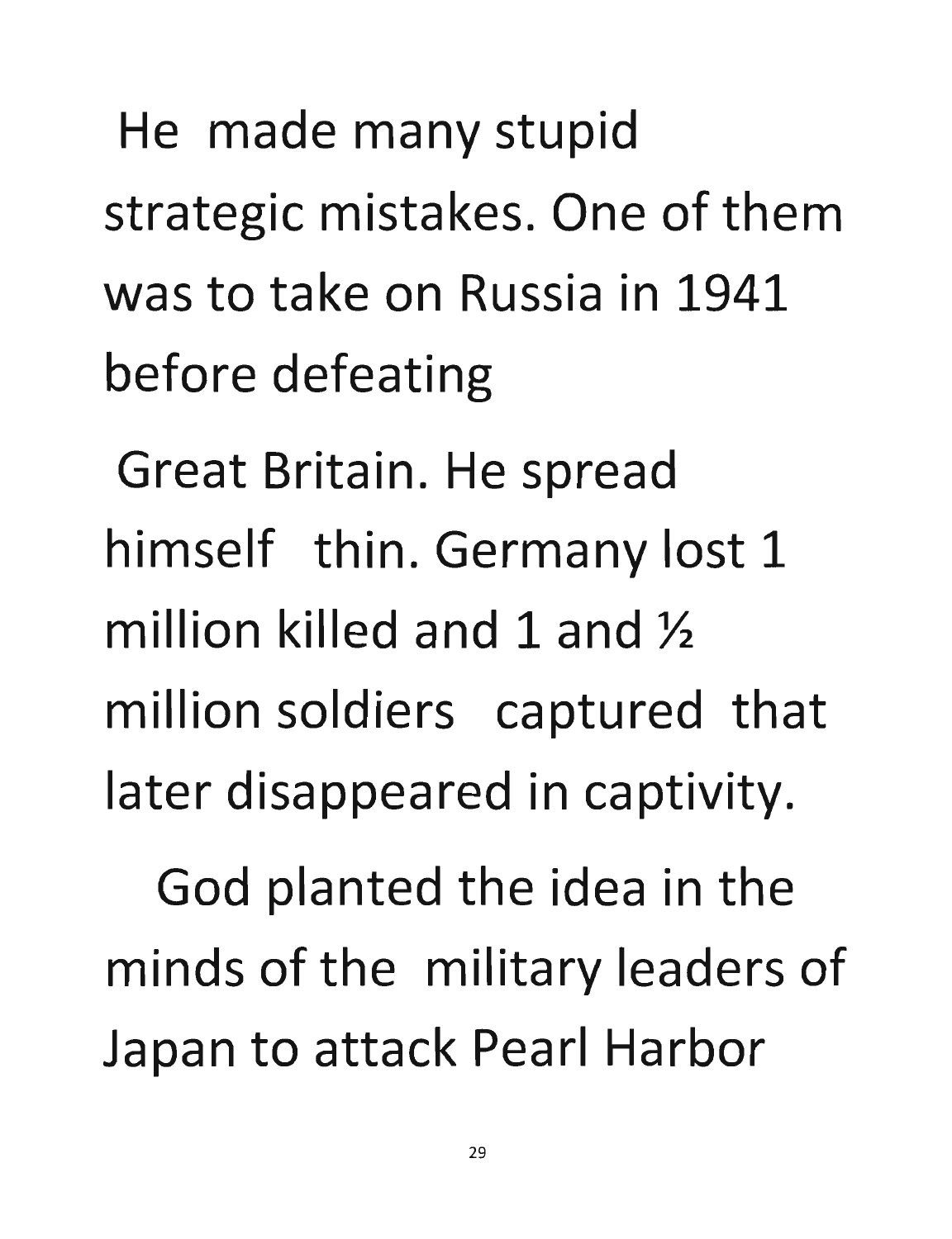He made many stupid strategic mistakes. One of them was to take on Russia in 1941 before defeating Great Britain. He spread himself thin. Germany lost 1 million killed and 1 and ½ million soldiers captured that later disappeared in captivity.

God planted the idea in the minds of the military leaders of Japan to attack Pearl Harbor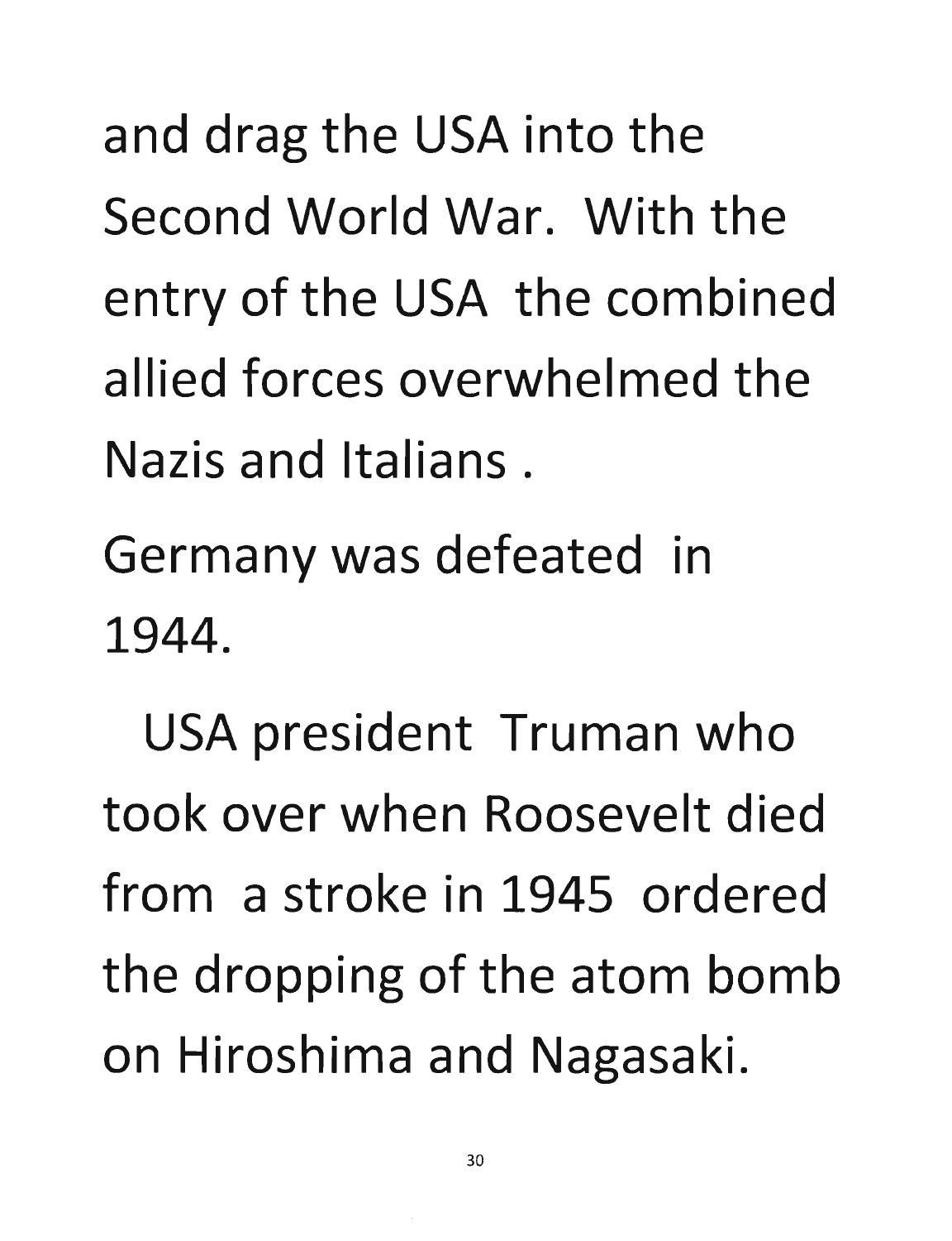and drag the USA into the Second World War. With the entry of the USA the combined allied forces overwhelmed the Nazis and Italians .

Germany was defeated in 1944.

USA president Truman who took over when Roosevelt died from a stroke in 1945 ordered the dropping of the atom bomb on Hiroshima and Nagasaki.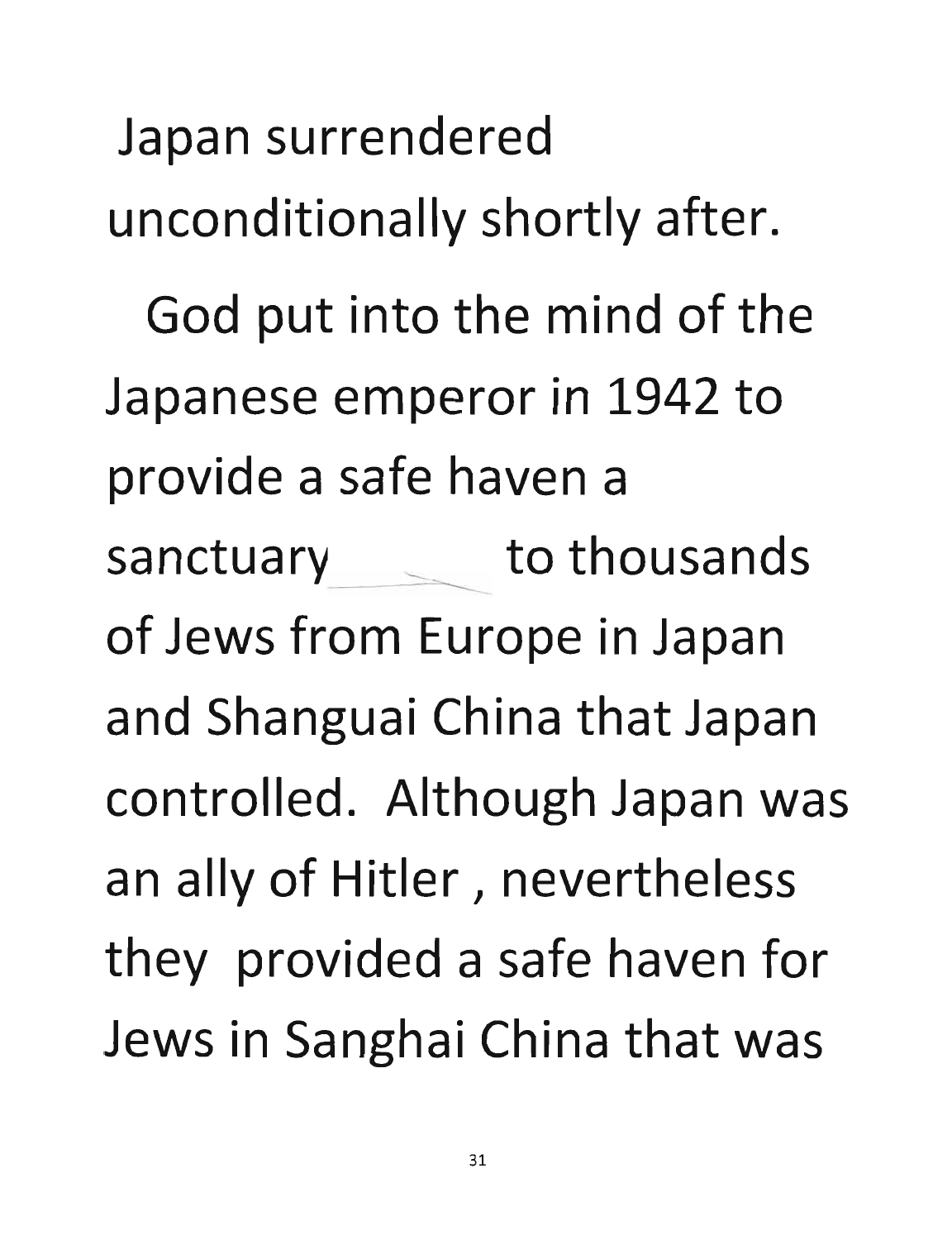Japan surrendered unconditionally shortly after.

God put into the mind of the Japanese emperor in 1942 to provide a safe haven a sanctuary to thousands of Jews from Europe in Japan and Shanguai China that Japan controlled. Although Japan was an ally of Hitler , nevertheless they provided a safe haven for Jews in Sanghai China that was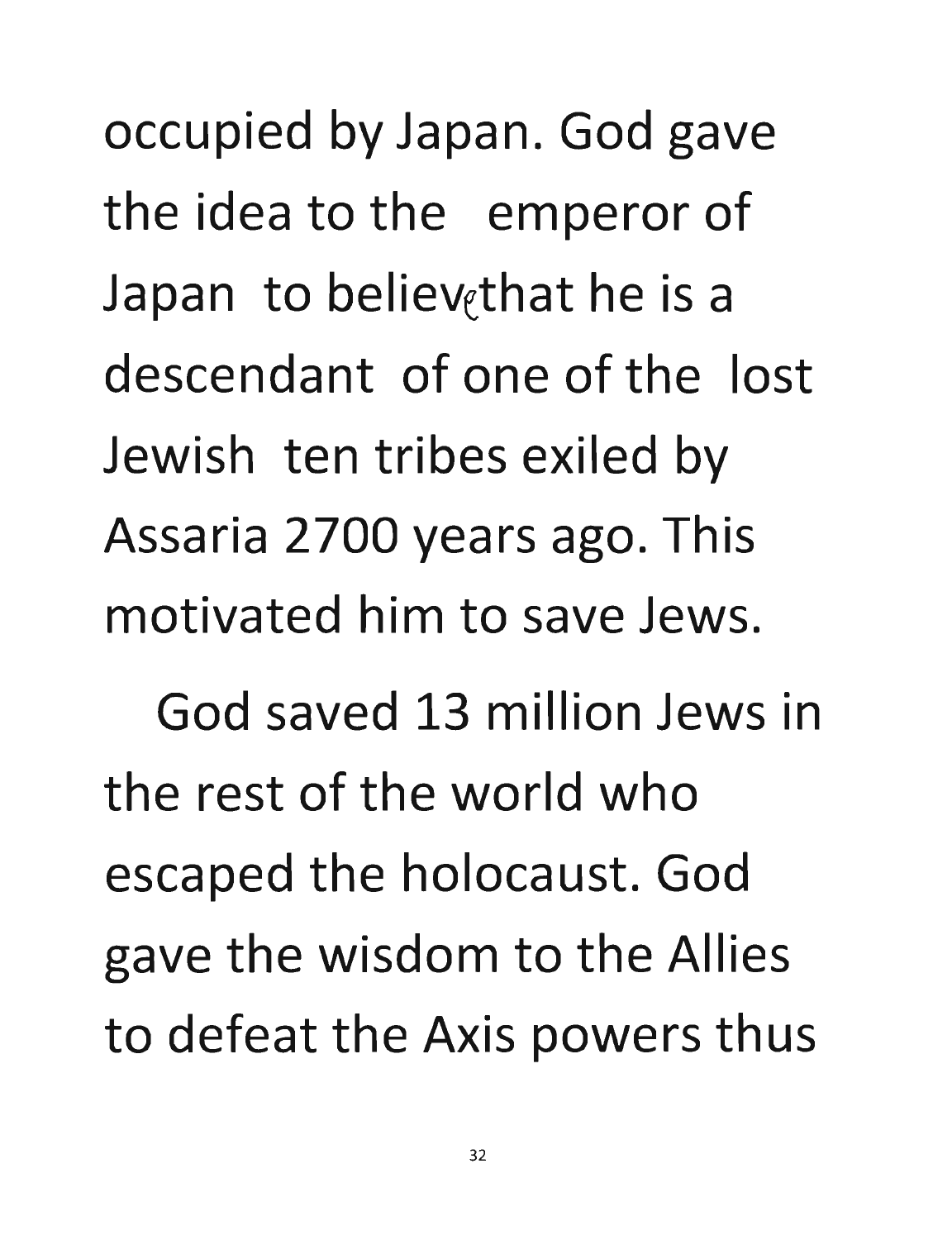occupied by Japan. God gave the idea to the emperor of Japan to believe that he is a descendant of one of the lost Jewish ten tribes exiled by Assaria 2700 years ago. This motivated him to save Jews.

God saved 13 million Jews in the rest of the world who escaped the holocaust. God gave the wisdom to the Allies to defeat the Axis powers thus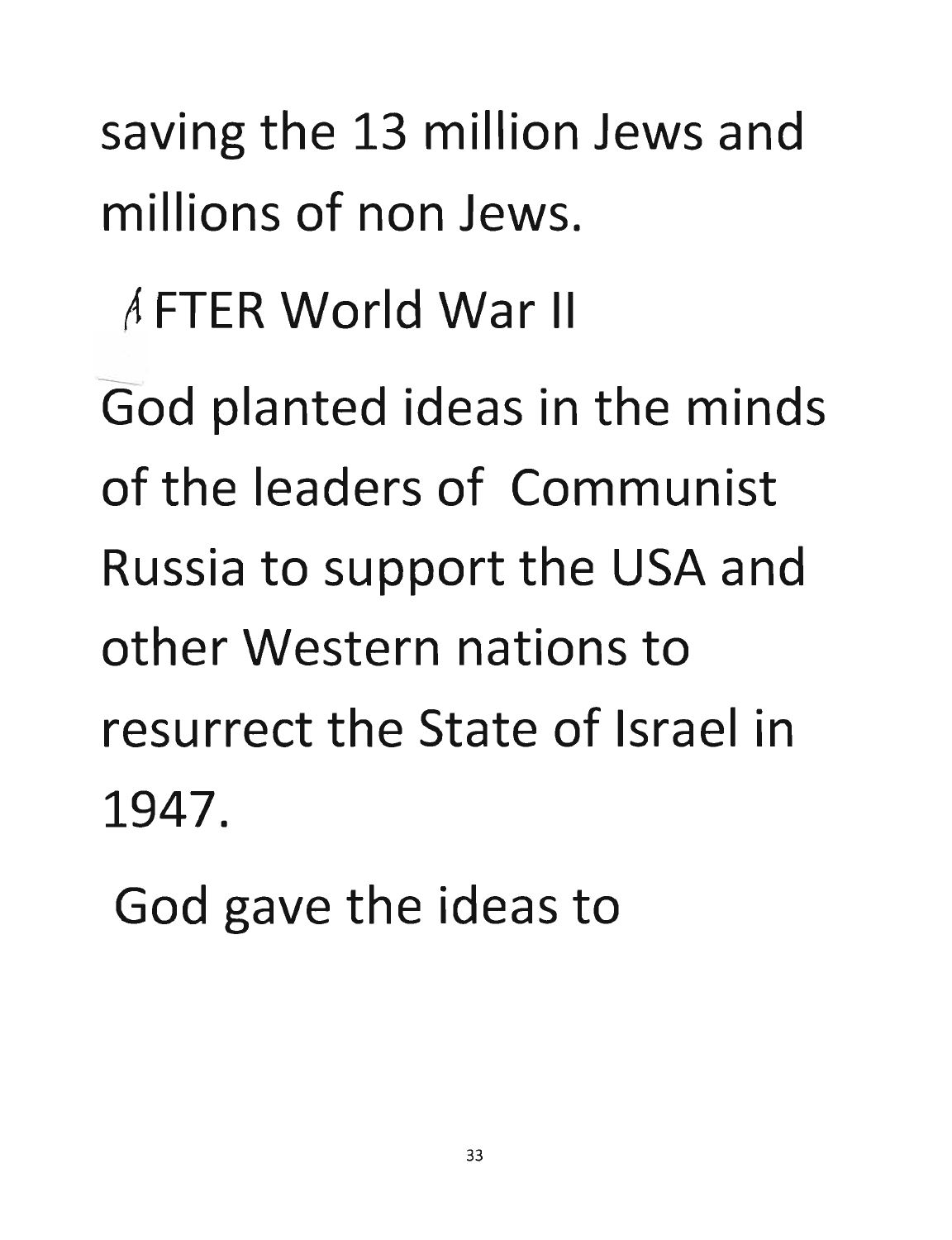saving the 13 million Jews and millions of non Jews.

AFTER World War II

God planted ideas in the minds of the leaders of Communist Russia to support the USA and other Western nations to resurrect the State of Israel in 1947.

God gave the ideas to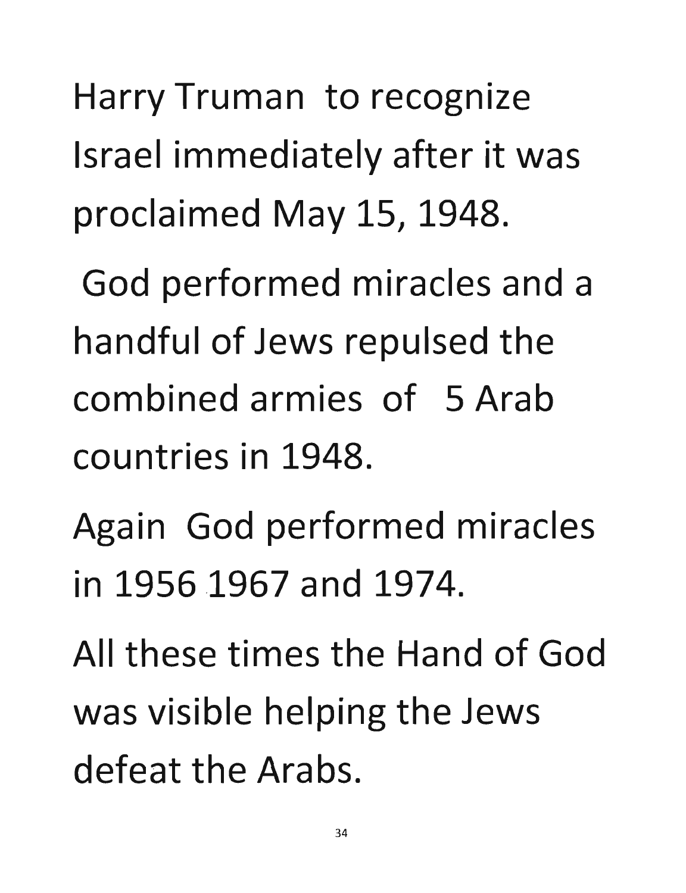Harry Truman to recognize Israel immediately after it was proclaimed May 15, 1948.

God performed miracles and a handful of Jews repulsed the combined armies of 5 Arab countries in 1948.

Again God performed miracles in 1956 1967 and 1974.

All these times the Hand of God was visible helping the Jews defeat the Arabs.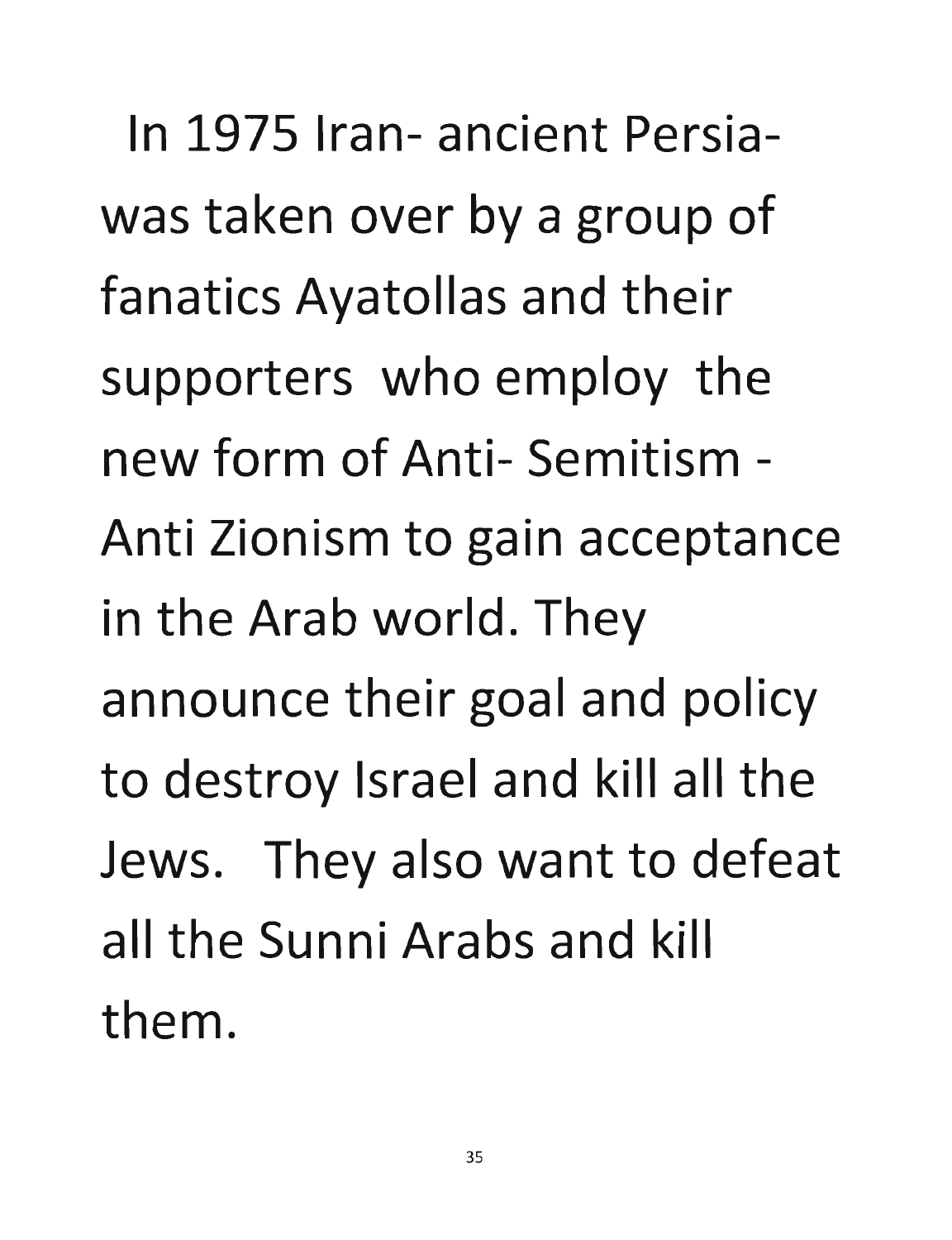In 1975 Iran- ancient Persia- was taken over by a group of fanatics Ayatollas and their supporters who employ the new form of Anti- Semitism - Anti Zionism to gain acceptance in the Arab world. They announce their goal and policy to destroy Israel and kill all the Jews. They also want to defeat all the Sunni Arabs and kill them.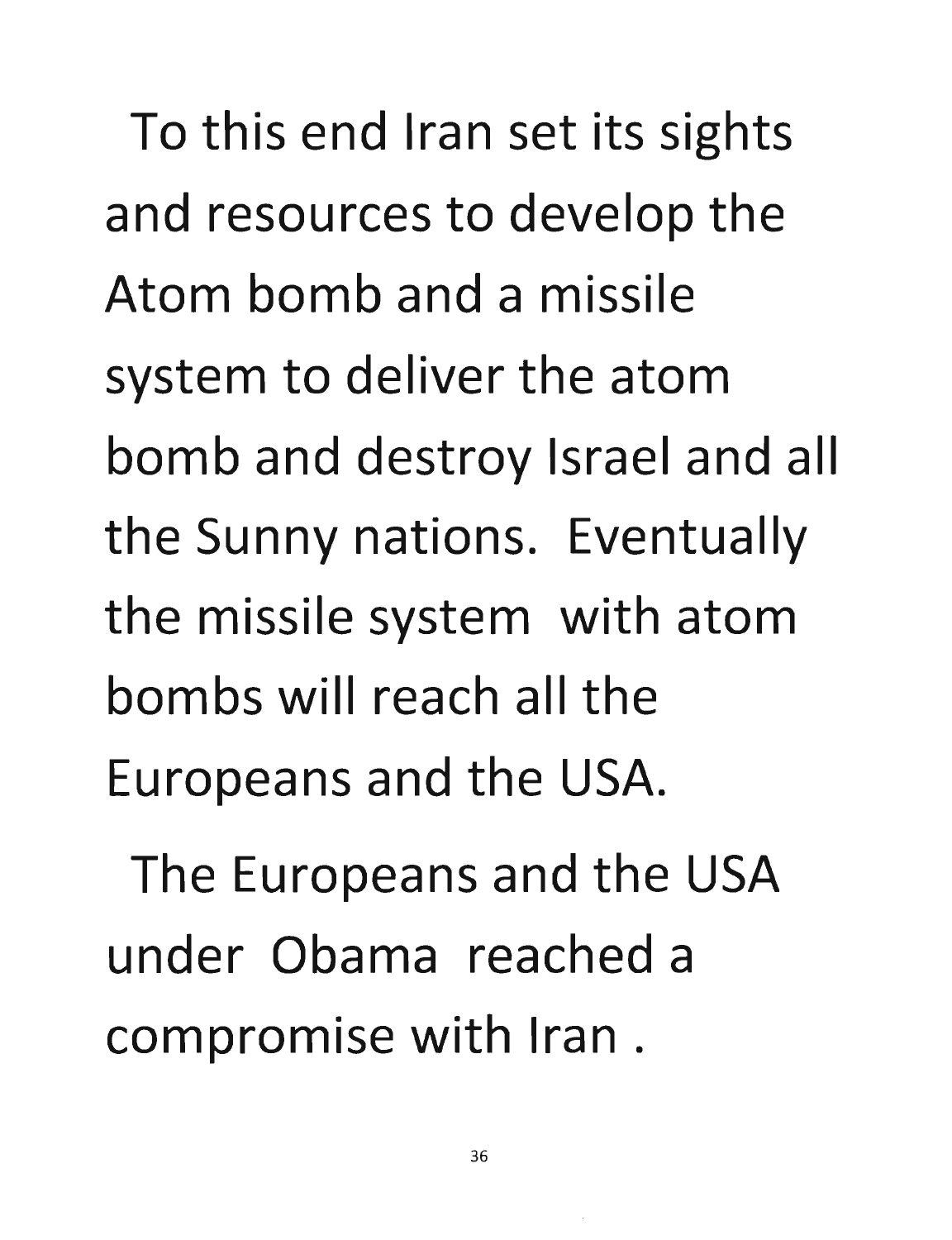To this end Iran set its sights and resources to develop the Atom bomb and a missile system to deliver the atom bomb and destroy Israel and all the Sunny nations. Eventually the missile system with atom bombs will reach all the Europeans and the USA.

The Europeans and the USA under Obama reached a compromise with Iran .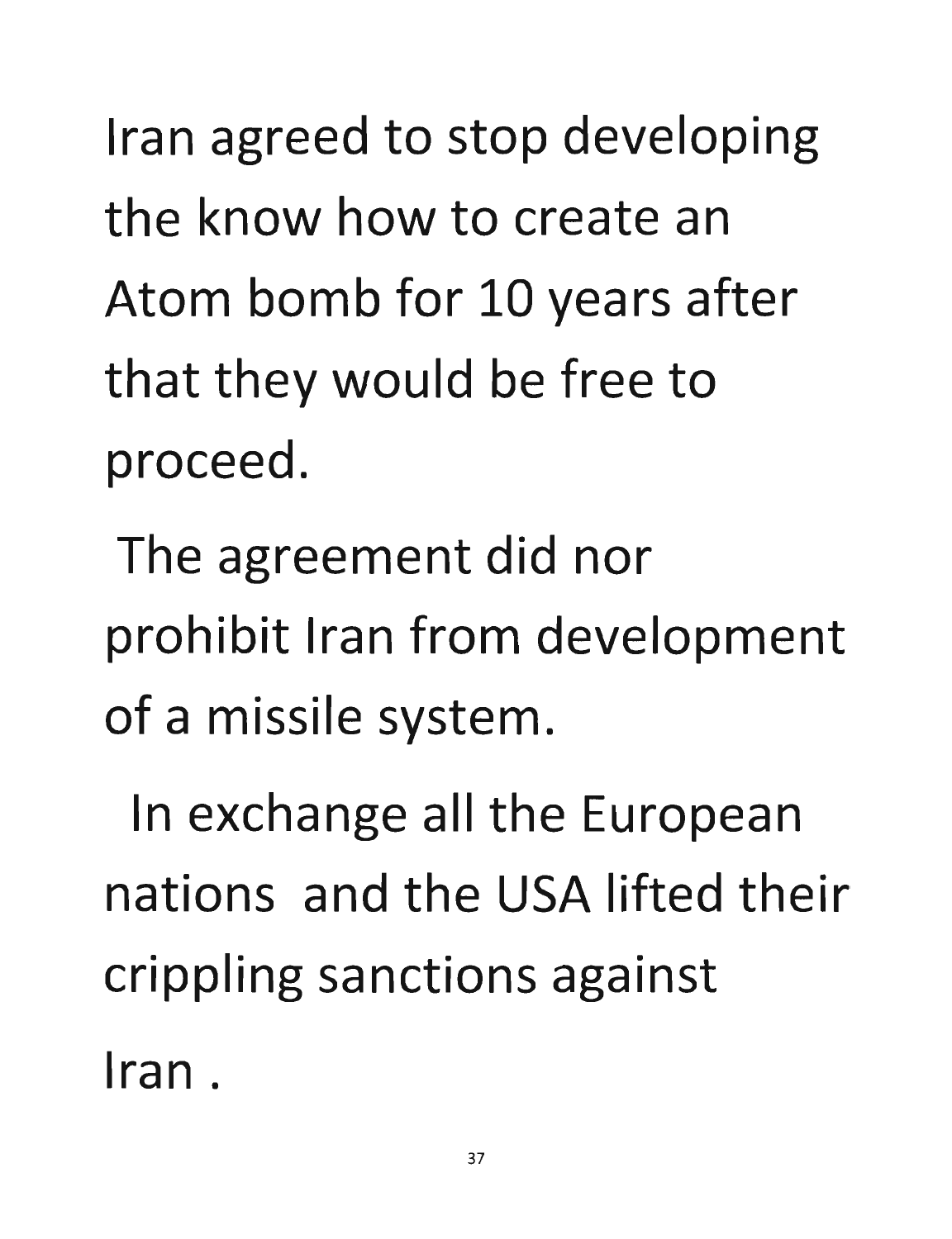Iran agreed to stop developing the know how to create an Atom bomb for 10 years after that they would be free to proceed.

The agreement did nor prohibit Iran from development of a missile system.

In exchange all the European nations and the USA lifted their crippling sanctions against Iran .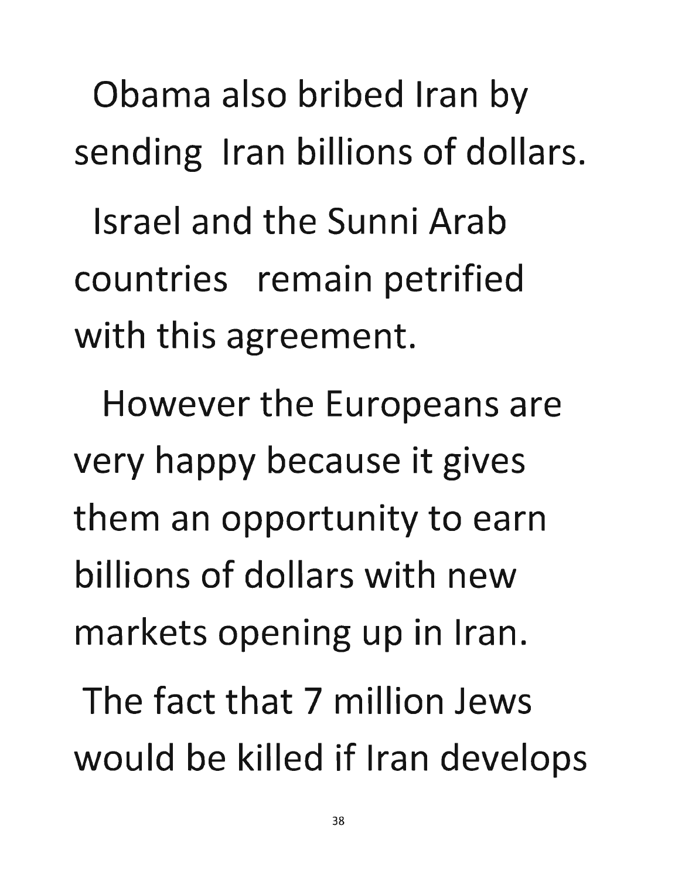Obama also bribed Iran by sending Iran billions of dollars.

Israel and the Sunni Arab countries remain petrified with this agreement.

However the Europeans are very happy because it gives them an opportunity to earn billions of dollars with new markets opening up in Iran.

The fact that 7 million Jews would be killed if Iran develops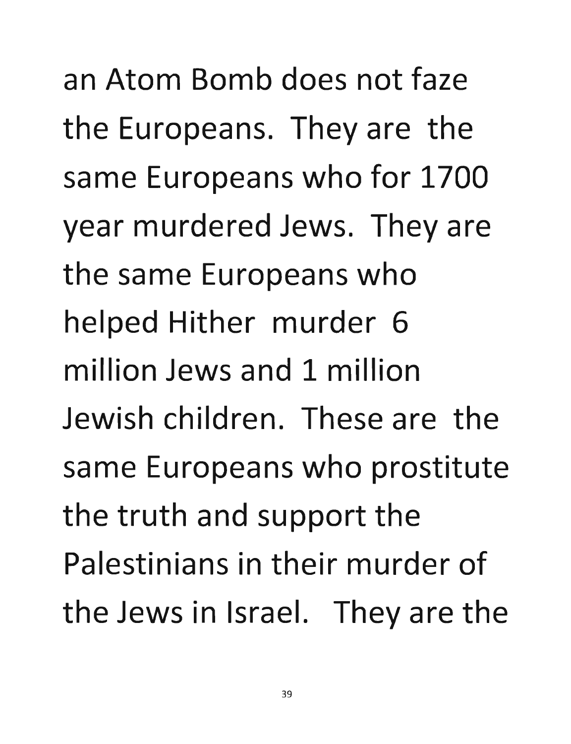an Atom Bomb does not faze the Europeans. They are the same Europeans who for 1700 year murdered Jews. They are the same Europeans who helped Hither murder 6 million Jews and 1 million Jewish children. These are the same Europeans who prostitute the truth and support the Palestinians in their murder of the Jews in Israel. They are the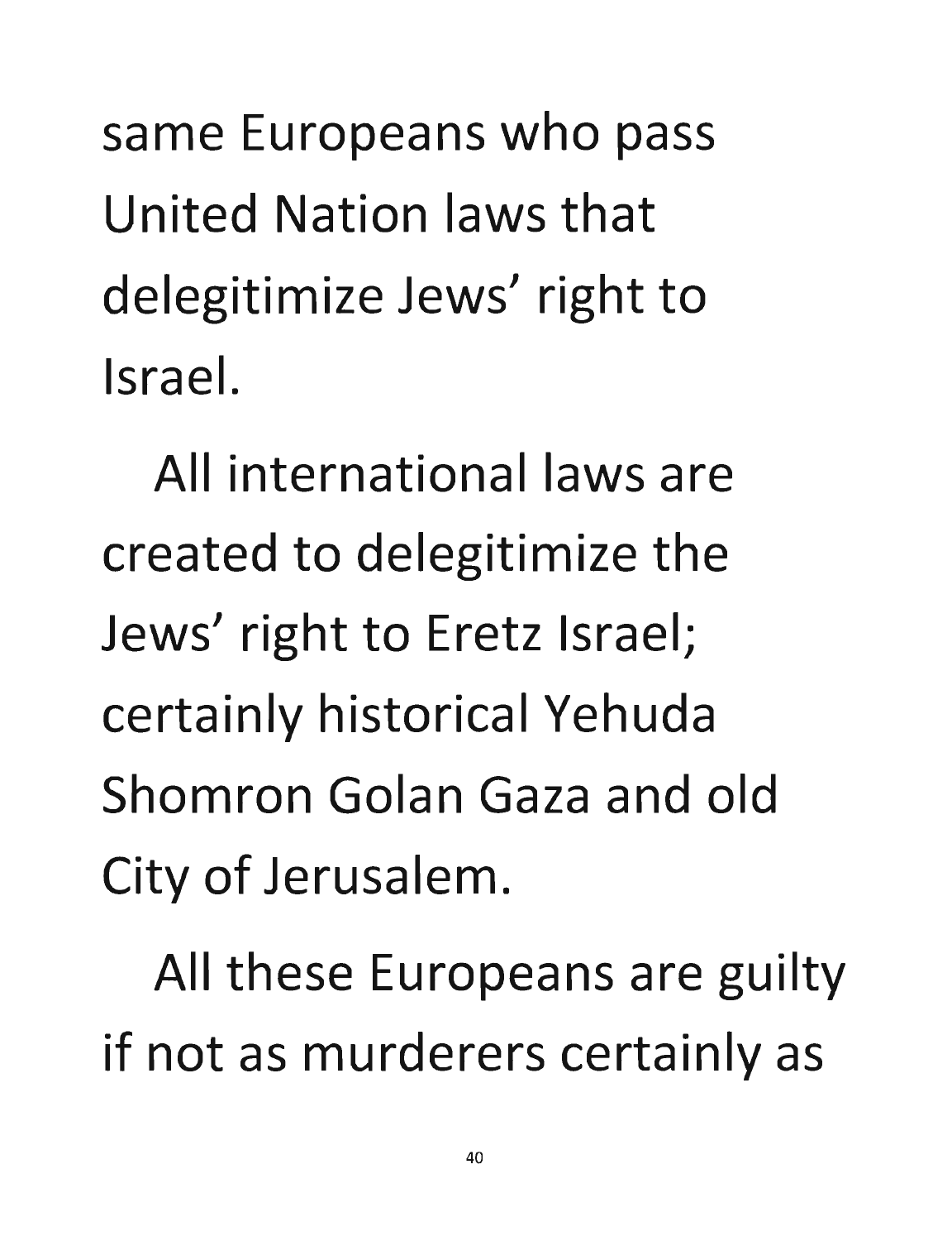same Europeans who pass United Nation laws that delegitimize Jews' right to Israel.

All international laws are created to delegitimize the Jews' right to Eretz Israel; certainly historical Yehuda Shomron Golan Gaza and old City of Jerusalem.

All these Europeans are guilty if not as murderers certainly as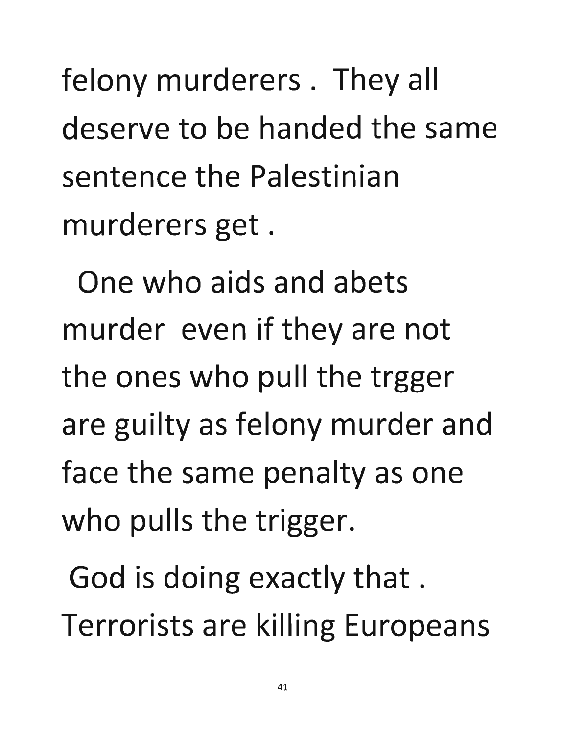felony murderers . They all deserve to be handed the same sentence the Palestinian murderers get .

One who aids and abets murder even if they are not the ones who pull the trgger are guilty as felony murder and face the same penalty as one who pulls the trigger.

God is doing exactly that . Terrorists are killing Europeans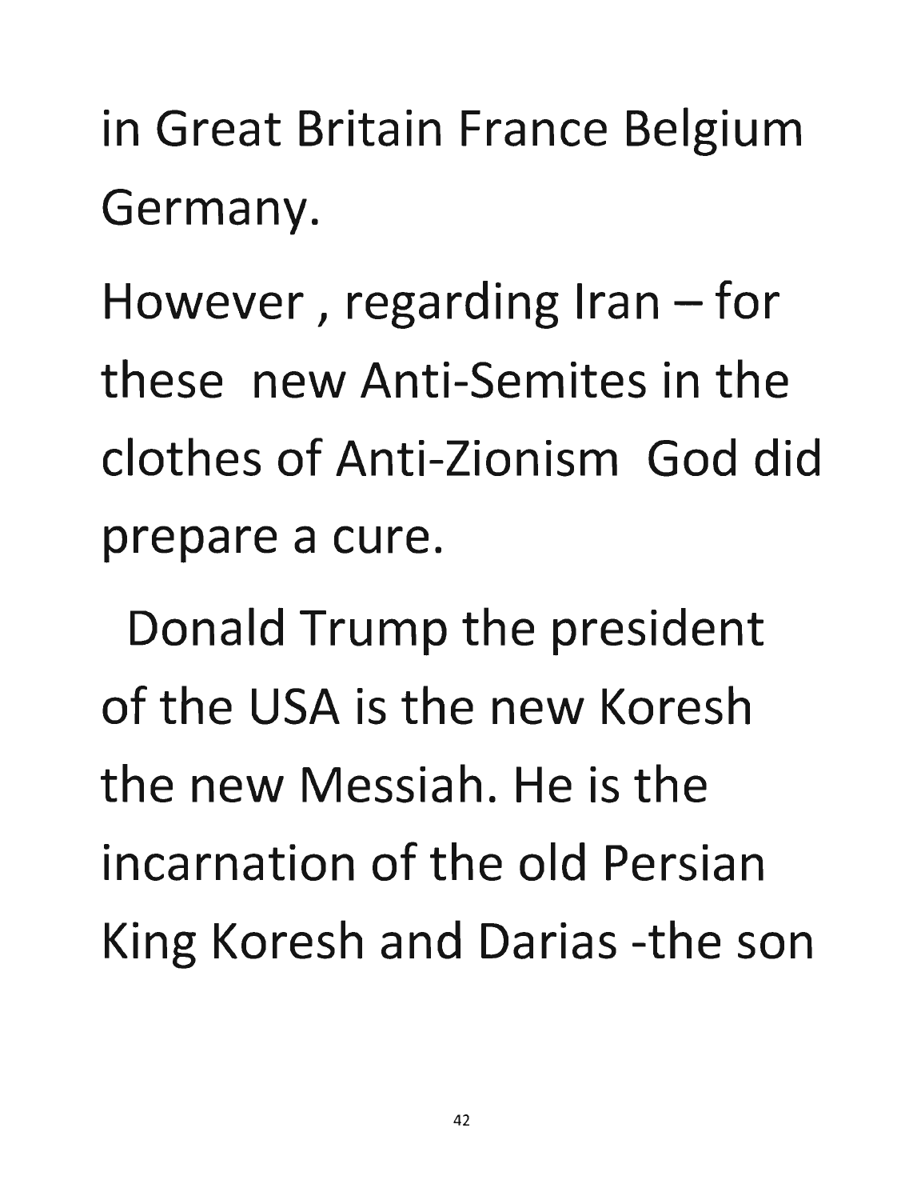in Great Britain France Belgium Germany.

However , regarding Iran – for these new Anti-Semites in the clothes of Anti-Zionism God did prepare a cure.

Donald Trump the president of the USA is the new Koresh the new Messiah. He is the incarnation of the old Persian King Koresh and Darias -the son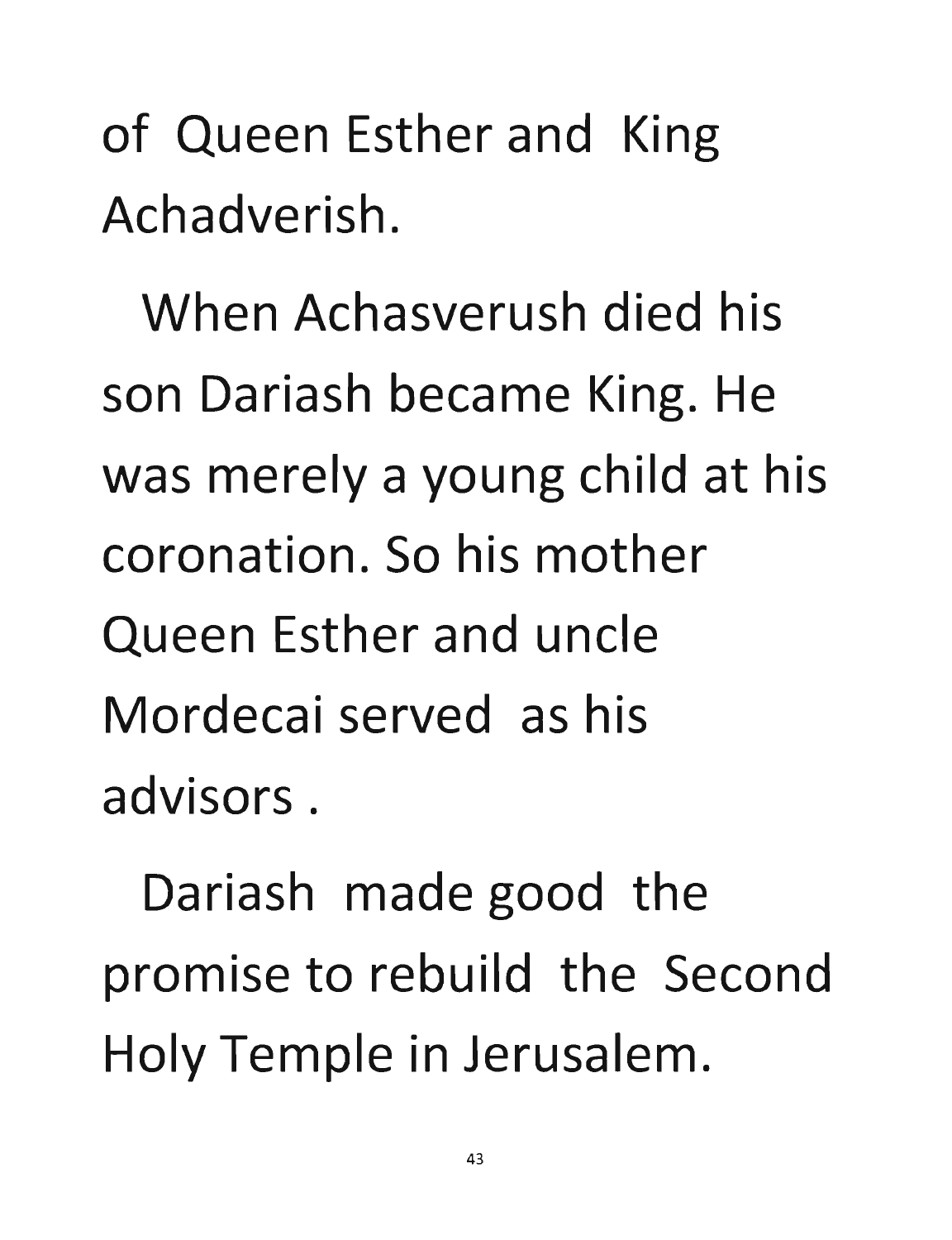of Queen Esther and King Achadverish.

When Achasverush died his son Dariash became King. He was merely a young child at his coronation. So his mother Queen Esther and uncle Mordecai served as his advisors .

Dariash made good the promise to rebuild the Second Holy Temple in Jerusalem.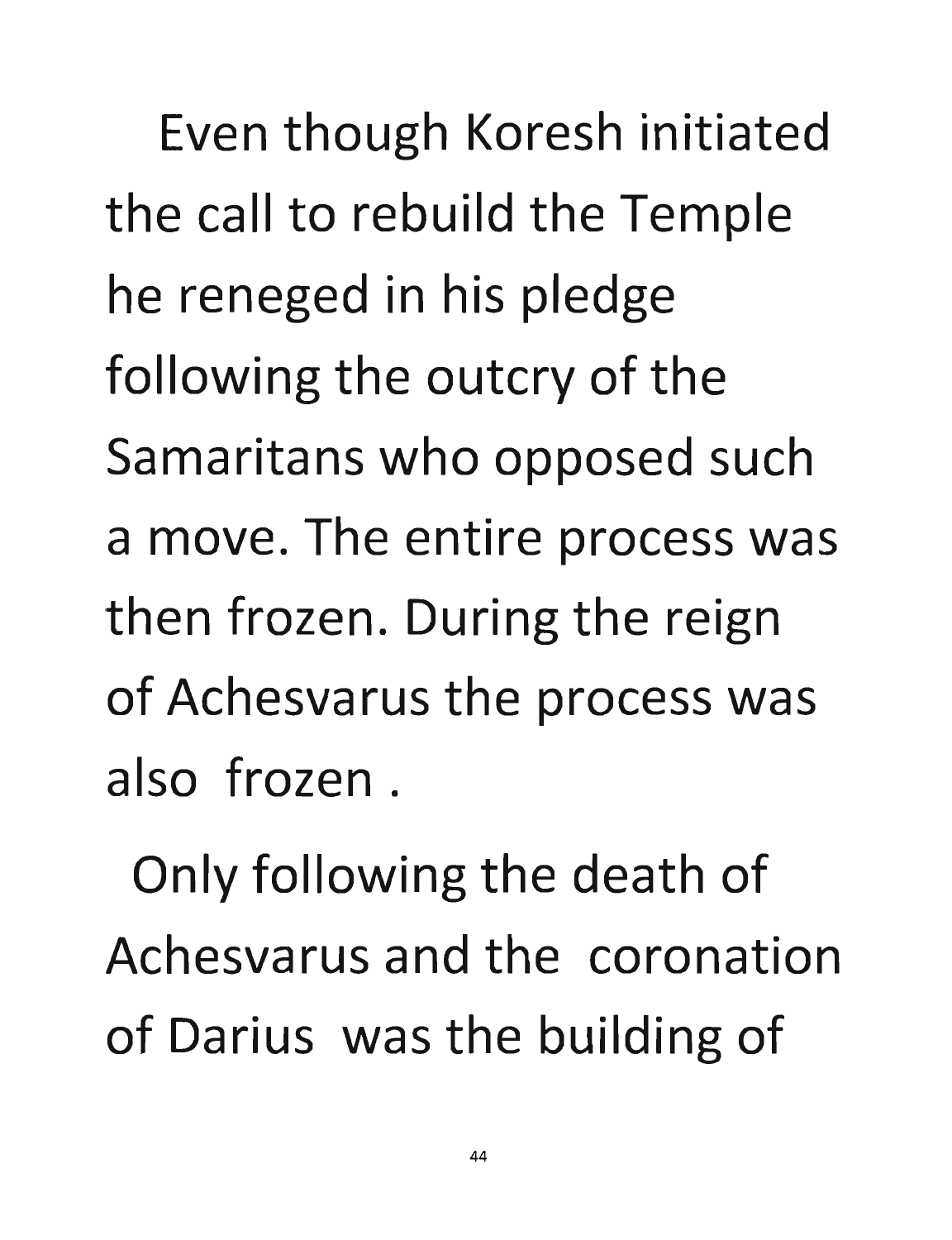Even though Koresh initiated the call to rebuild the Temple he reneged in his pledge following the outcry of the Samaritans who opposed such a move. The entire process was then frozen. During the reign of Achesvarus the process was also frozen .

Only following the death of Achesvarus and the coronation of Darius was the building of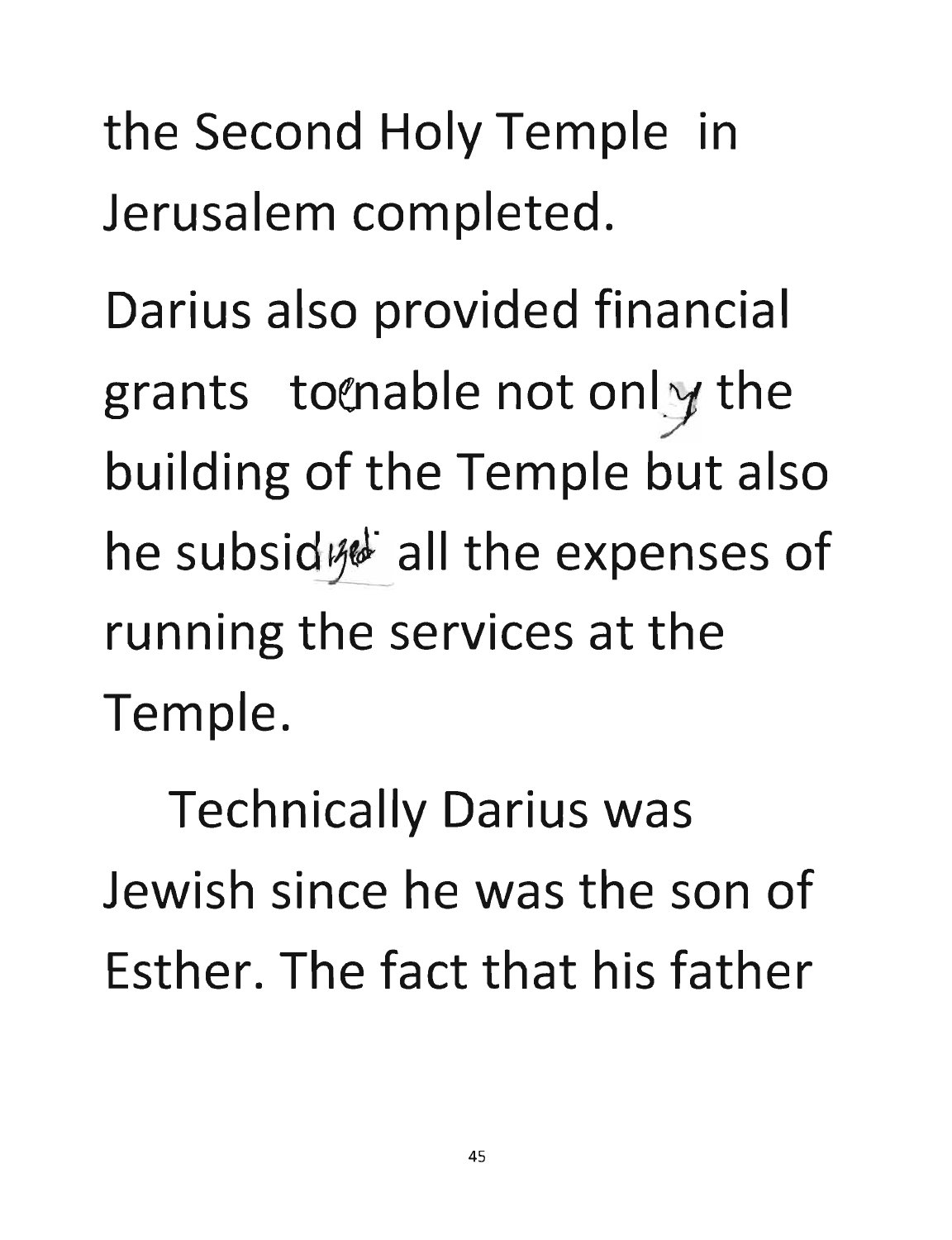the Second Holy Temple in Jerusalem completed.

Darius also provided financial grants to enable not only the building of the Temple but also he subsidized all the expenses of running the services at the Temple.

Technically Darius was Jewish since he was the son of Esther. The fact that his father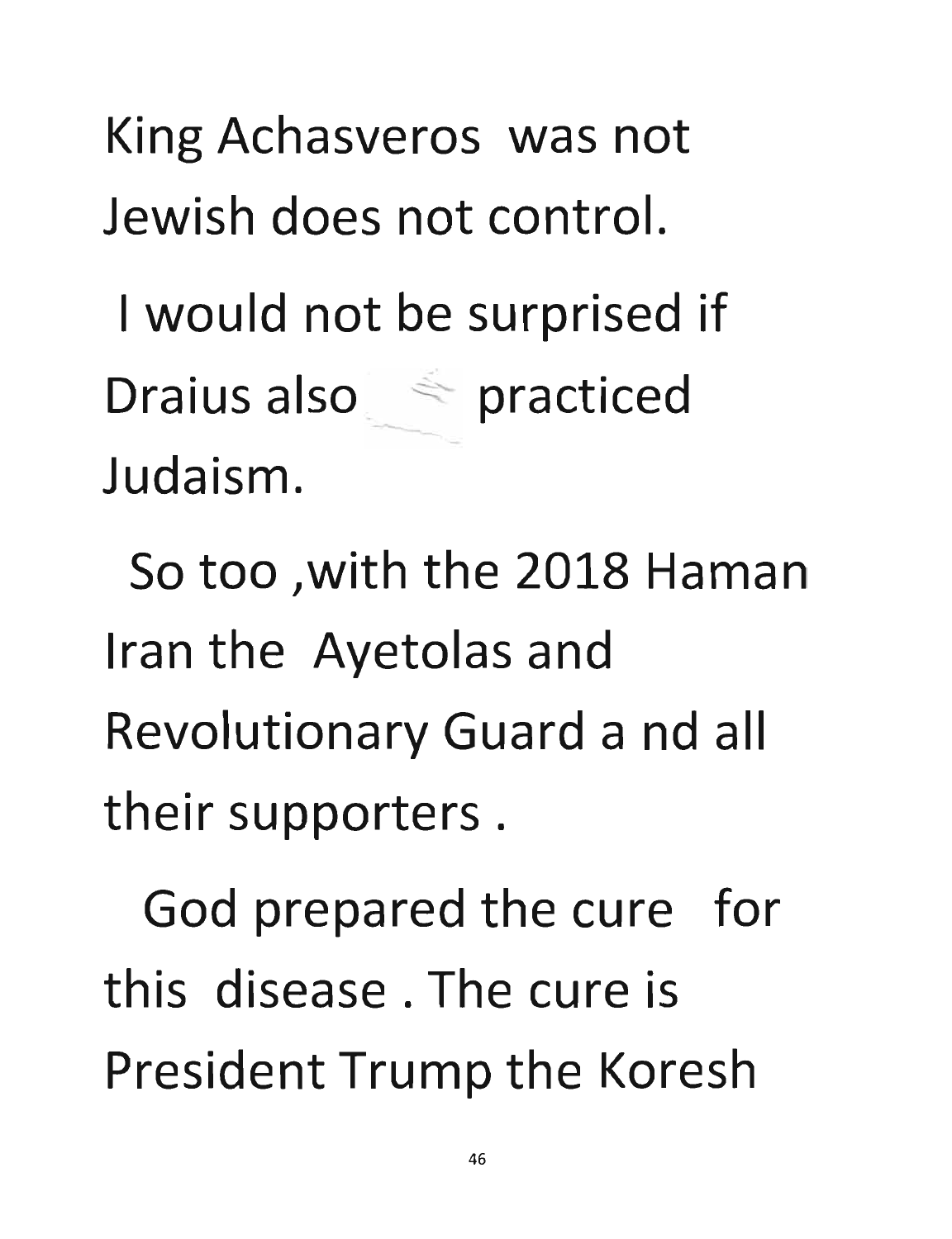King Achasveros was not Jewish does not control.

I would not be surprised if Draius also practiced Judaism.

So too ,with the 2018 Haman Iran the Ayetolas and Revolutionary Guard a nd all their supporters .

God prepared the cure for this disease . The cure is President Trump the Koresh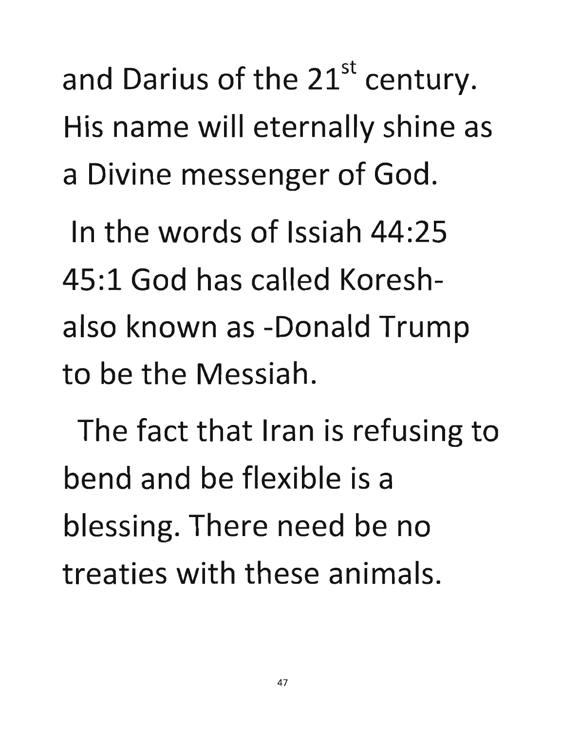and Darius of the 21st century. His name will eternally shine as a Divine messenger of God.

In the words of Issiah 44:25 45:1 God has called Koresh- also known as -Donald Trump to be the Messiah.

The fact that Iran is refusing to bend and be flexible is a blessing. There need be no treaties with these animals.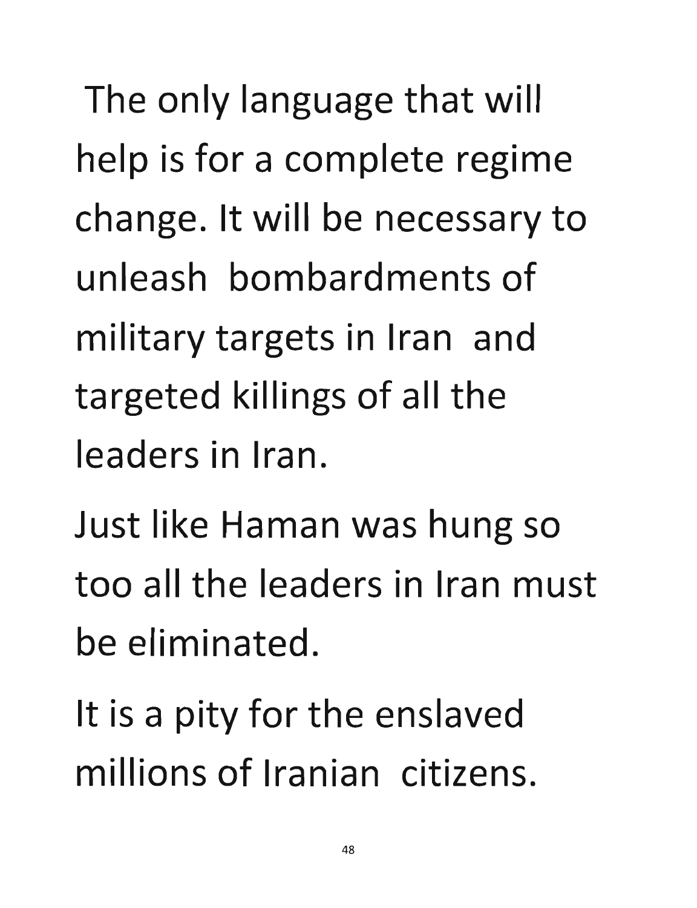The only language that will help is for a complete regime change. It will be necessary to unleash bombardments of military targets in Iran and targeted killings of all the leaders in Iran.

Just like Haman was hung so too all the leaders in Iran must be eliminated.

It is a pity for the enslaved millions of Iranian citizens.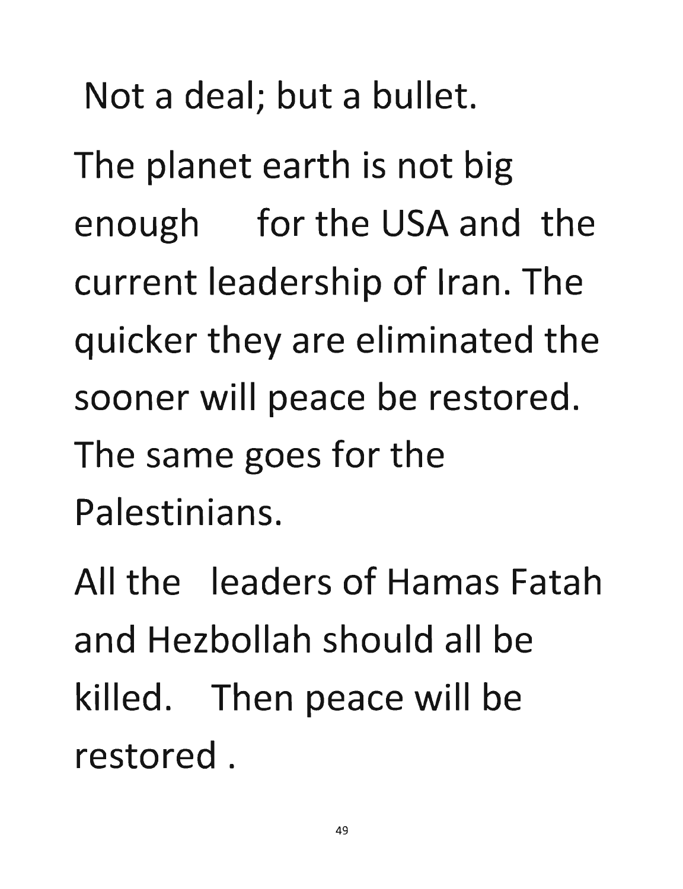Not a deal; but a bullet.

The planet earth is not big enough for the USA and the current leadership of Iran. The quicker they are eliminated the sooner will peace be restored. The same goes for the Palestinians.

All the leaders of Hamas Fatah and Hezbollah should all be killed. Then peace will be restored .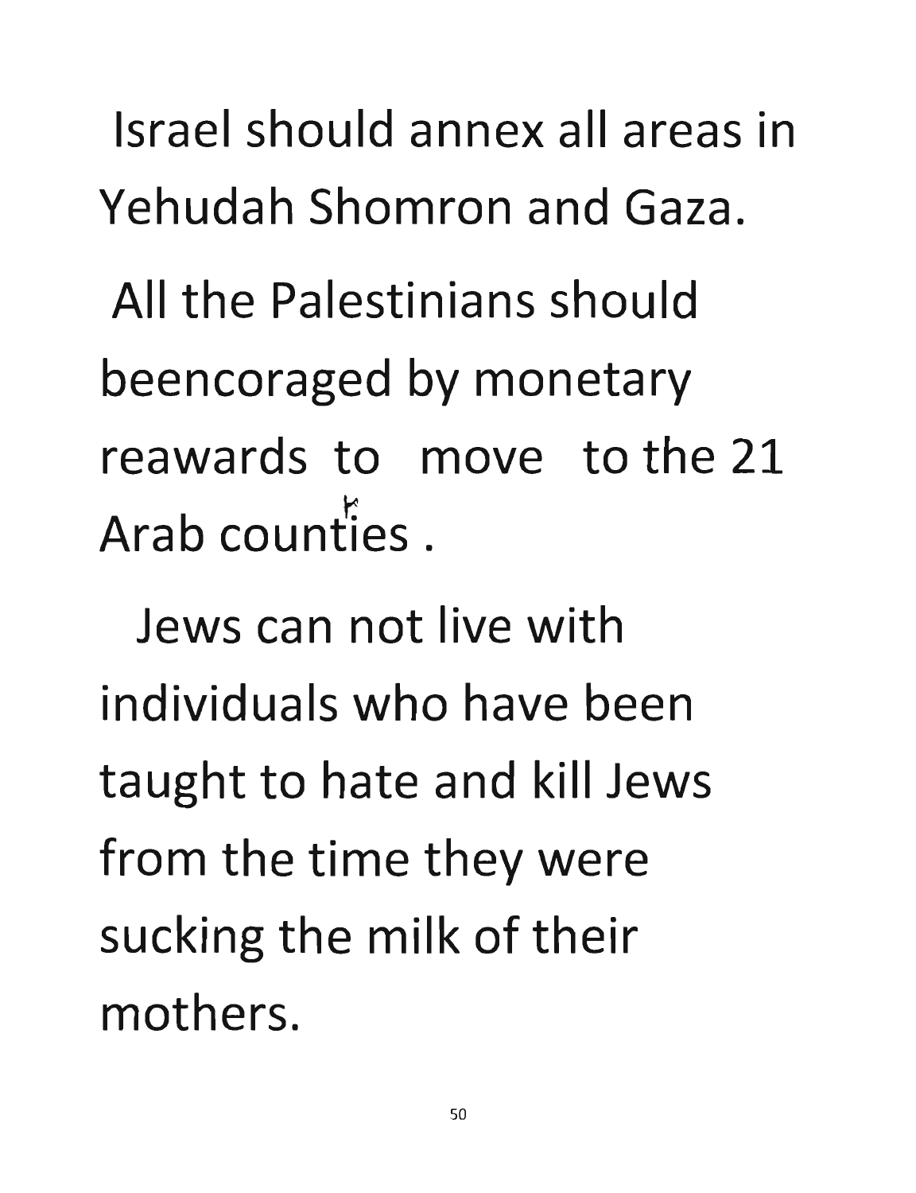Israel should annex all areas in Yehudah Shomron and Gaza.

All the Palestinians should beencoraged by monetary reawards to move to the 21 Arab counties .

Jews can not live with individuals who have been taught to hate and kill Jews from the time they were sucking the milk of their mothers.